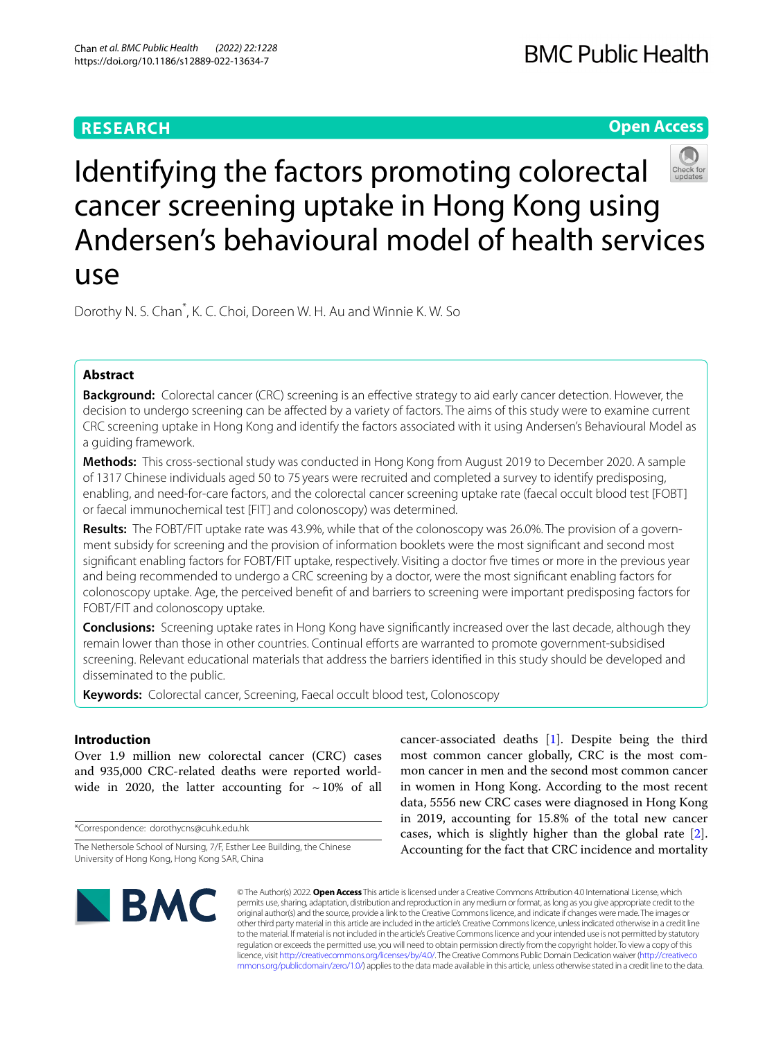**RESEARCH** **Open Access**

# Identifying the factors promoting colorectal cancer screening uptake in Hong Kong using Andersen's behavioural model of health services use

Dorothy N. S. Chan*, K. C. Choi, Doreen W. H. Au and Winnie K. W. So

## Abstract

**Background:** Colorectal cancer (CRC) screening is an effective strategy to aid early cancer detection. However, the decision to undergo screening can be affected by a variety of factors. The aims of this study were to examine current CRC screening uptake in Hong Kong and identify the factors associated with it using Andersen's Behavioural Model as a guiding framework.

**Methods:** This cross-sectional study was conducted in Hong Kong from August 2019 to December 2020. A sample of 1317 Chinese individuals aged 50 to 75 years were recruited and completed a survey to identify predisposing, enabling, and need-for-care factors, and the colorectal cancer screening uptake rate (faecal occult blood test [FOBT] or faecal immunochemical test [FIT] and colonoscopy) was determined.

**Results:** The FOBT/FIT uptake rate was 43.9%, while that of the colonoscopy was 26.0%. The provision of a government subsidy for screening and the provision of information booklets were the most significant and second most significant enabling factors for FOBT/FIT uptake, respectively. Visiting a doctor five times or more in the previous year and being recommended to undergo a CRC screening by a doctor, were the most significant enabling factors for colonoscopy uptake. Age, the perceived benefit of and barriers to screening were important predisposing factors for FOBT/FIT and colonoscopy uptake.

**Conclusions:** Screening uptake rates in Hong Kong have significantly increased over the last decade, although they remain lower than those in other countries. Continual efforts are warranted to promote government-subsidised screening. Relevant educational materials that address the barriers identified in this study should be developed and disseminated to the public.

**Keywords:** Colorectal cancer, Screening, Faecal occult blood test, Colonoscopy

## Introduction

Over 1.9 million new colorectal cancer (CRC) cases and 935,000 CRC-related deaths were reported worldwide in 2020, the latter accounting for ~10% of all cancer-associated deaths [1]. Despite being the third most common cancer globally, CRC is the most common cancer in men and the second most common cancer in women in Hong Kong. According to the most recent data, 5556 new CRC cases were diagnosed in Hong Kong in 2019, accounting for 15.8% of the total new cancer cases, which is slightly higher than the global rate [2]. Accounting for the fact that CRC incidence and mortality

*Correspondence: dorothycns@cuhk.edu.hk

The Nethersole School of Nursing, 7/F, Esther Lee Building, the Chinese University of Hong Kong, Hong Kong SAR, China

© The Author(s) 2022. **Open Access** This article is licensed under a Creative Commons Attribution 4.0 International License, which permits use, sharing, adaptation, distribution and reproduction in any medium or format, as long as you give appropriate credit to the original author(s) and the source, provide a link to the Creative Commons licence, and indicate if changes were made. The images or other third party material in this article are included in the article's Creative Commons licence, unless indicated otherwise in a credit line to the material. If material is not included in the article's Creative Commons licence and your intended use is not permitted by statutory regulation or exceeds the permitted use, you will need to obtain permission directly from the copyright holder. To view a copy of this licence, visit http://creativecommons.org/licenses/by/4.0/. The Creative Commons Public Domain Dedication waiver (http://creativecommons.org/publicdomain/zero/1.0/) applies to the data made available in this article, unless otherwise stated in a credit line to the data.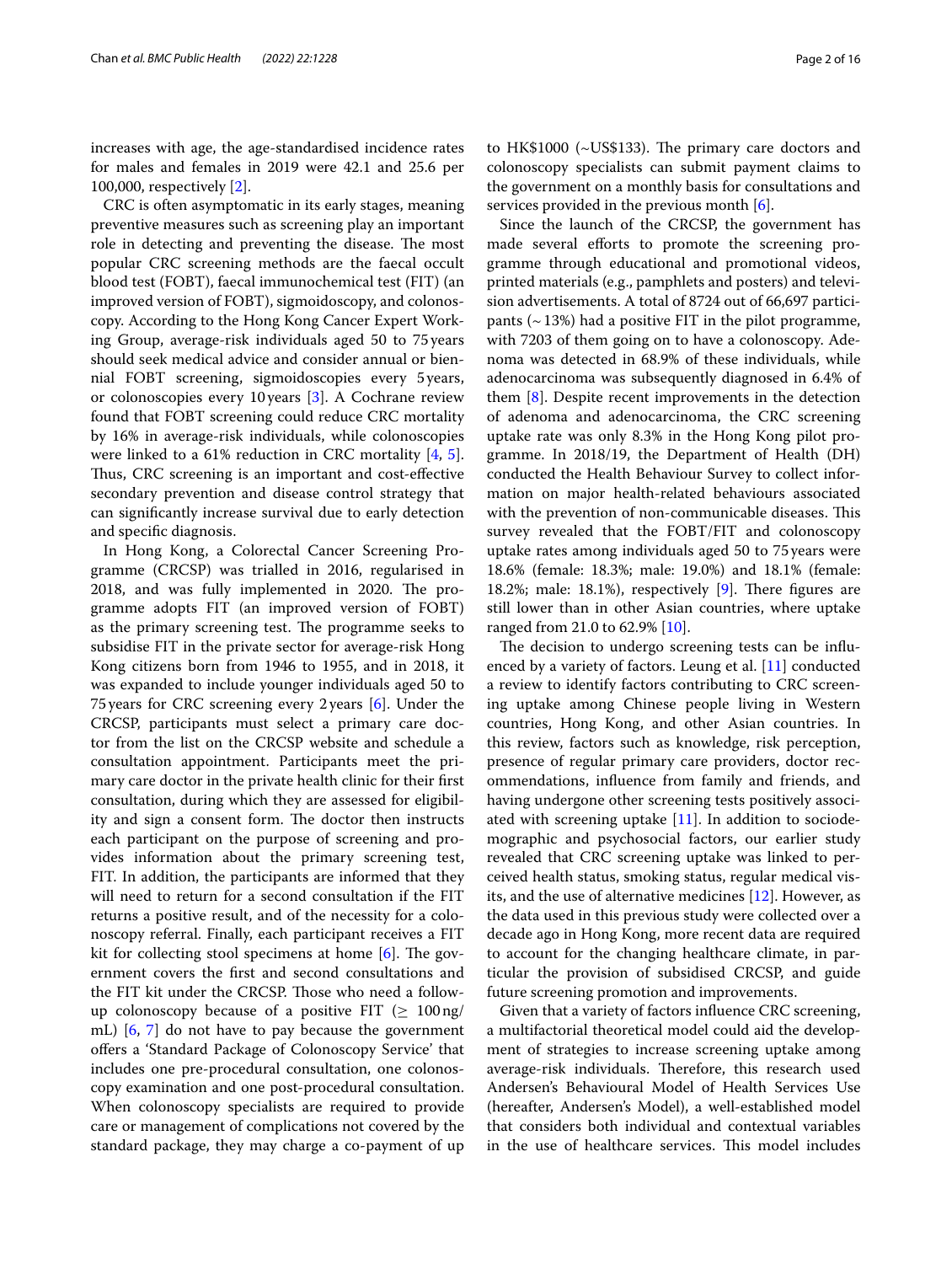increases with age, the age-standardised incidence rates for males and females in 2019 were 42.1 and 25.6 per 100,000, respectively [2].

CRC is often asymptomatic in its early stages, meaning preventive measures such as screening play an important role in detecting and preventing the disease. The most popular CRC screening methods are the faecal occult blood test (FOBT), faecal immunochemical test (FIT) (an improved version of FOBT), sigmoidoscopy, and colonoscopy. According to the Hong Kong Cancer Expert Working Group, average-risk individuals aged 50 to 75 years should seek medical advice and consider annual or biennial FOBT screening, sigmoidoscopies every 5 years, or colonoscopies every 10 years [3]. A Cochrane review found that FOBT screening could reduce CRC mortality by 16% in average-risk individuals, while colonoscopies were linked to a 61% reduction in CRC mortality [4, 5]. Thus, CRC screening is an important and cost-effective secondary prevention and disease control strategy that can significantly increase survival due to early detection and specific diagnosis.

In Hong Kong, a Colorectal Cancer Screening Programme (CRCSP) was trialled in 2016, regularised in 2018, and was fully implemented in 2020. The programme adopts FIT (an improved version of FOBT) as the primary screening test. The programme seeks to subsidise FIT in the private sector for average-risk Hong Kong citizens born from 1946 to 1955, and in 2018, it was expanded to include younger individuals aged 50 to 75 years for CRC screening every 2 years [6]. Under the CRCSP, participants must select a primary care doctor from the list on the CRCSP website and schedule a consultation appointment. Participants meet the primary care doctor in the private health clinic for their first consultation, during which they are assessed for eligibility and sign a consent form. The doctor then instructs each participant on the purpose of screening and provides information about the primary screening test, FIT. In addition, the participants are informed that they will need to return for a second consultation if the FIT returns a positive result, and of the necessity for a colonoscopy referral. Finally, each participant receives a FIT kit for collecting stool specimens at home [6]. The government covers the first and second consultations and the FIT kit under the CRCSP. Those who need a follow-up colonoscopy because of a positive FIT ($\geq$ 100 ng/mL) [6, 7] do not have to pay because the government offers a 'Standard Package of Colonoscopy Service' that includes one pre-procedural consultation, one colonoscopy examination and one post-procedural consultation. When colonoscopy specialists are required to provide care or management of complications not covered by the standard package, they may charge a co-payment of up to HK$1000 (~US$133). The primary care doctors and colonoscopy specialists can submit payment claims to the government on a monthly basis for consultations and services provided in the previous month [6].

Since the launch of the CRCSP, the government has made several efforts to promote the screening programme through educational and promotional videos, printed materials (e.g., pamphlets and posters) and television advertisements. A total of 8724 out of 66,697 participants (~ 13%) had a positive FIT in the pilot programme, with 7203 of them going on to have a colonoscopy. Adenoma was detected in 68.9% of these individuals, while adenocarcinoma was subsequently diagnosed in 6.4% of them [8]. Despite recent improvements in the detection of adenoma and adenocarcinoma, the CRC screening uptake rate was only 8.3% in the Hong Kong pilot programme. In 2018/19, the Department of Health (DH) conducted the Health Behaviour Survey to collect information on major health-related behaviours associated with the prevention of non-communicable diseases. This survey revealed that the FOBT/FIT and colonoscopy uptake rates among individuals aged 50 to 75 years were 18.6% (female: 18.3%; male: 19.0%) and 18.1% (female: 18.2%; male: 18.1%), respectively [9]. There figures are still lower than in other Asian countries, where uptake ranged from 21.0 to 62.9% [10].

The decision to undergo screening tests can be influenced by a variety of factors. Leung et al. [11] conducted a review to identify factors contributing to CRC screening uptake among Chinese people living in Western countries, Hong Kong, and other Asian countries. In this review, factors such as knowledge, risk perception, presence of regular primary care providers, doctor recommendations, influence from family and friends, and having undergone other screening tests positively associated with screening uptake [11]. In addition to sociodemographic and psychosocial factors, our earlier study revealed that CRC screening uptake was linked to perceived health status, smoking status, regular medical visits, and the use of alternative medicines [12]. However, as the data used in this previous study were collected over a decade ago in Hong Kong, more recent data are required to account for the changing healthcare climate, in particular the provision of subsidised CRCSP, and guide future screening promotion and improvements.

Given that a variety of factors influence CRC screening, a multifactorial theoretical model could aid the development of strategies to increase screening uptake among average-risk individuals. Therefore, this research used Andersen's Behavioural Model of Health Services Use (hereafter, Andersen's Model), a well-established model that considers both individual and contextual variables in the use of healthcare services. This model includes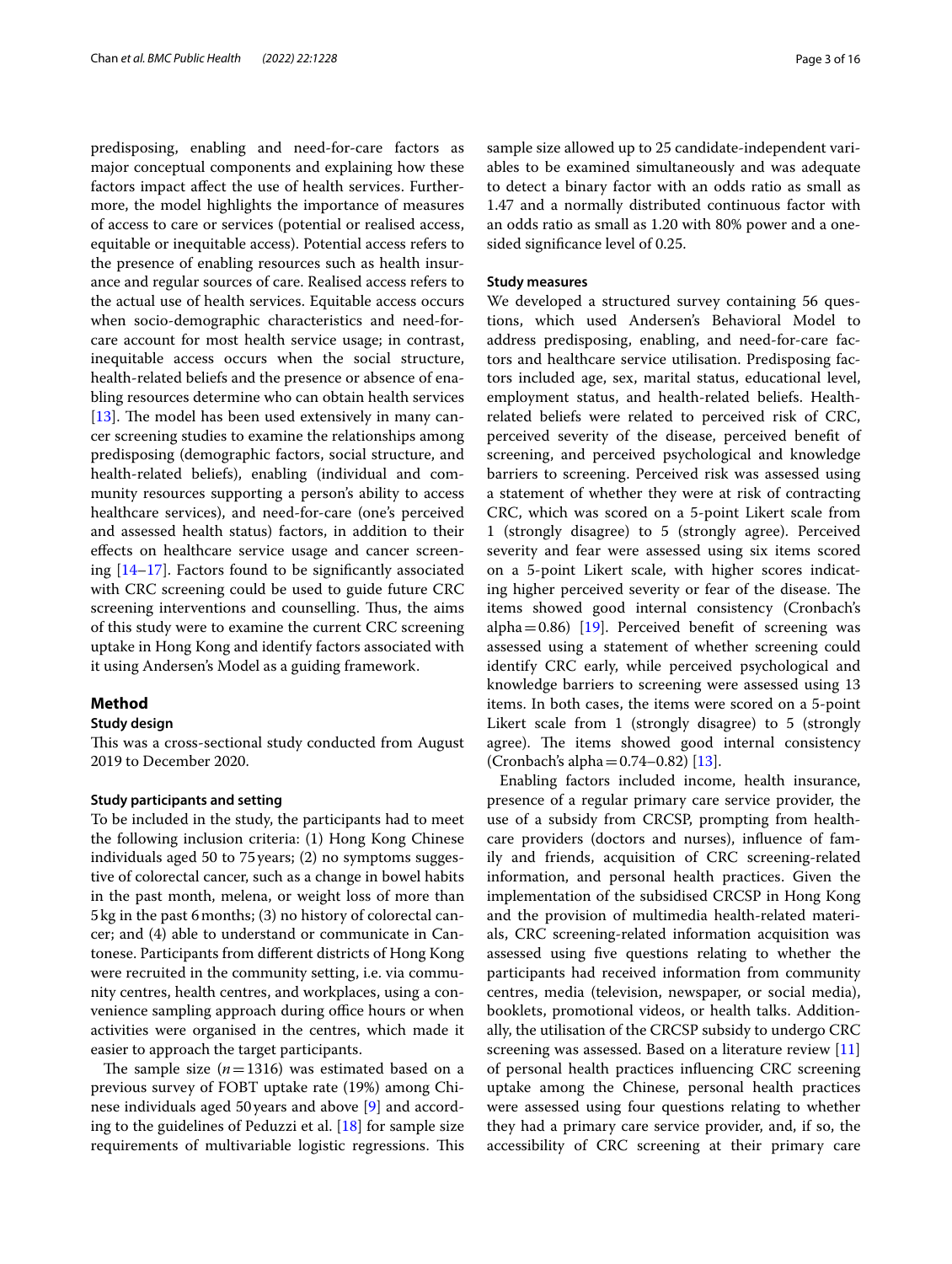predisposing, enabling and need-for-care factors as major conceptual components and explaining how these factors impact affect the use of health services. Furthermore, the model highlights the importance of measures of access to care or services (potential or realised access, equitable or inequitable access). Potential access refers to the presence of enabling resources such as health insurance and regular sources of care. Realised access refers to the actual use of health services. Equitable access occurs when socio-demographic characteristics and need-for-care account for most health service usage; in contrast, inequitable access occurs when the social structure, health-related beliefs and the presence or absence of enabling resources determine who can obtain health services [13]. The model has been used extensively in many cancer screening studies to examine the relationships among predisposing (demographic factors, social structure, and health-related beliefs), enabling (individual and community resources supporting a person's ability to access healthcare services), and need-for-care (one's perceived and assessed health status) factors, in addition to their effects on healthcare service usage and cancer screening [14–17]. Factors found to be significantly associated with CRC screening could be used to guide future CRC screening interventions and counselling. Thus, the aims of this study were to examine the current CRC screening uptake in Hong Kong and identify factors associated with it using Andersen's Model as a guiding framework.

## Method

### Study design

This was a cross-sectional study conducted from August 2019 to December 2020.

#### Study participants and setting

To be included in the study, the participants had to meet the following inclusion criteria: (1) Hong Kong Chinese individuals aged 50 to 75 years; (2) no symptoms suggestive of colorectal cancer, such as a change in bowel habits in the past month, melena, or weight loss of more than 5 kg in the past 6 months; (3) no history of colorectal cancer; and (4) able to understand or communicate in Cantonese. Participants from different districts of Hong Kong were recruited in the community setting, i.e. via community centres, health centres, and workplaces, using a convenience sampling approach during office hours or when activities were organised in the centres, which made it easier to approach the target participants.

The sample size ($n = 1316$) was estimated based on a previous survey of FOBT uptake rate (19%) among Chinese individuals aged 50 years and above [9] and according to the guidelines of Peduzzi et al. [18] for sample size requirements of multivariable logistic regressions. This sample size allowed up to 25 candidate-independent variables to be examined simultaneously and was adequate to detect a binary factor with an odds ratio as small as 1.47 and a normally distributed continuous factor with an odds ratio as small as 1.20 with 80% power and a one-sided significance level of 0.25.

### Study measures

We developed a structured survey containing 56 questions, which used Andersen's Behavioral Model to address predisposing, enabling, and need-for-care factors and healthcare service utilisation. Predisposing factors included age, sex, marital status, educational level, employment status, and health-related beliefs. Health-related beliefs were related to perceived risk of CRC, perceived severity of the disease, perceived benefit of screening, and perceived psychological and knowledge barriers to screening. Perceived risk was assessed using a statement of whether they were at risk of contracting CRC, which was scored on a 5-point Likert scale from 1 (strongly disagree) to 5 (strongly agree). Perceived severity and fear were assessed using six items scored on a 5-point Likert scale, with higher scores indicating higher perceived severity or fear of the disease. The items showed good internal consistency (Cronbach's alpha = 0.86) [19]. Perceived benefit of screening was assessed using a statement of whether screening could identify CRC early, while perceived psychological and knowledge barriers to screening were assessed using 13 items. In both cases, the items were scored on a 5-point Likert scale from 1 (strongly disagree) to 5 (strongly agree). The items showed good internal consistency (Cronbach's alpha = 0.74–0.82) [13].

Enabling factors included income, health insurance, presence of a regular primary care service provider, the use of a subsidy from CRCSP, prompting from healthcare providers (doctors and nurses), influence of family and friends, acquisition of CRC screening-related information, and personal health practices. Given the implementation of the subsidised CRCSP in Hong Kong and the provision of multimedia health-related materials, CRC screening-related information acquisition was assessed using five questions relating to whether the participants had received information from community centres, media (television, newspaper, or social media), booklets, promotional videos, or health talks. Additionally, the utilisation of the CRCSP subsidy to undergo CRC screening was assessed. Based on a literature review [11] of personal health practices influencing CRC screening uptake among the Chinese, personal health practices were assessed using four questions relating to whether they had a primary care service provider, and, if so, the accessibility of CRC screening at their primary care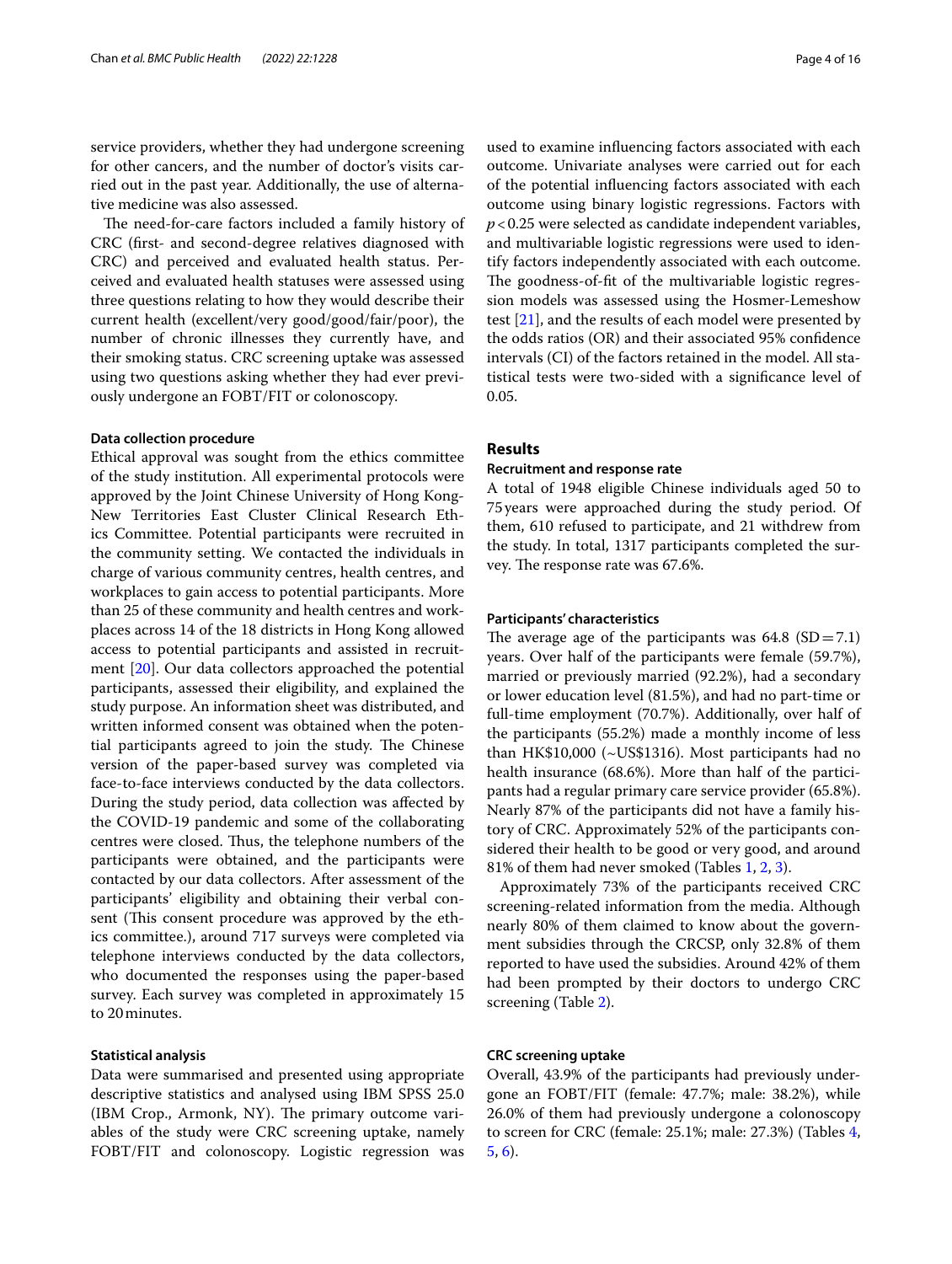service providers, whether they had undergone screening for other cancers, and the number of doctor's visits carried out in the past year. Additionally, the use of alternative medicine was also assessed.

The need-for-care factors included a family history of CRC (first- and second-degree relatives diagnosed with CRC) and perceived and evaluated health status. Perceived and evaluated health statuses were assessed using three questions relating to how they would describe their current health (excellent/very good/good/fair/poor), the number of chronic illnesses they currently have, and their smoking status. CRC screening uptake was assessed using two questions asking whether they had ever previously undergone an FOBT/FIT or colonoscopy.

#### Data collection procedure

Ethical approval was sought from the ethics committee of the study institution. All experimental protocols were approved by the Joint Chinese University of Hong Kong-New Territories East Cluster Clinical Research Ethics Committee. Potential participants were recruited in the community setting. We contacted the individuals in charge of various community centres, health centres, and workplaces to gain access to potential participants. More than 25 of these community and health centres and workplaces across 14 of the 18 districts in Hong Kong allowed access to potential participants and assisted in recruitment [20]. Our data collectors approached the potential participants, assessed their eligibility, and explained the study purpose. An information sheet was distributed, and written informed consent was obtained when the potential participants agreed to join the study. The Chinese version of the paper-based survey was completed via face-to-face interviews conducted by the data collectors. During the study period, data collection was affected by the COVID-19 pandemic and some of the collaborating centres were closed. Thus, the telephone numbers of the participants were obtained, and the participants were contacted by our data collectors. After assessment of the participants' eligibility and obtaining their verbal consent (This consent procedure was approved by the ethics committee.), around 717 surveys were completed via telephone interviews conducted by the data collectors, who documented the responses using the paper-based survey. Each survey was completed in approximately 15 to 20 minutes.

#### Statistical analysis

Data were summarised and presented using appropriate descriptive statistics and analysed using IBM SPSS 25.0 (IBM Crop., Armonk, NY). The primary outcome variables of the study were CRC screening uptake, namely FOBT/FIT and colonoscopy. Logistic regression was used to examine influencing factors associated with each outcome. Univariate analyses were carried out for each of the potential influencing factors associated with each outcome using binary logistic regressions. Factors with $p < 0.25$ were selected as candidate independent variables, and multivariable logistic regressions were used to identify factors independently associated with each outcome. The goodness-of-fit of the multivariable logistic regression models was assessed using the Hosmer-Lemeshow test [21], and the results of each model were presented by the odds ratios (OR) and their associated 95% confidence intervals (CI) of the factors retained in the model. All statistical tests were two-sided with a significance level of 0.05.

## Results

#### Recruitment and response rate

A total of 1948 eligible Chinese individuals aged 50 to 75 years were approached during the study period. Of them, 610 refused to participate, and 21 withdrew from the study. In total, 1317 participants completed the survey. The response rate was 67.6%.

#### Participants' characteristics

The average age of the participants was 64.8 ($SD = 7.1$) years. Over half of the participants were female (59.7%), married or previously married (92.2%), had a secondary or lower education level (81.5%), and had no part-time or full-time employment (70.7%). Additionally, over half of the participants (55.2%) made a monthly income of less than HK$10,000 (~US$1316). Most participants had no health insurance (68.6%). More than half of the participants had a regular primary care service provider (65.8%). Nearly 87% of the participants did not have a family history of CRC. Approximately 52% of the participants considered their health to be good or very good, and around 81% of them had never smoked (Tables 1, 2, 3).

Approximately 73% of the participants received CRC screening-related information from the media. Although nearly 80% of them claimed to know about the government subsidies through the CRCSP, only 32.8% of them reported to have used the subsidies. Around 42% of them had been prompted by their doctors to undergo CRC screening (Table 2).

#### CRC screening uptake

Overall, 43.9% of the participants had previously undergone an FOBT/FIT (female: 47.7%; male: 38.2%), while 26.0% of them had previously undergone a colonoscopy to screen for CRC (female: 25.1%; male: 27.3%) (Tables 4, 5, 6).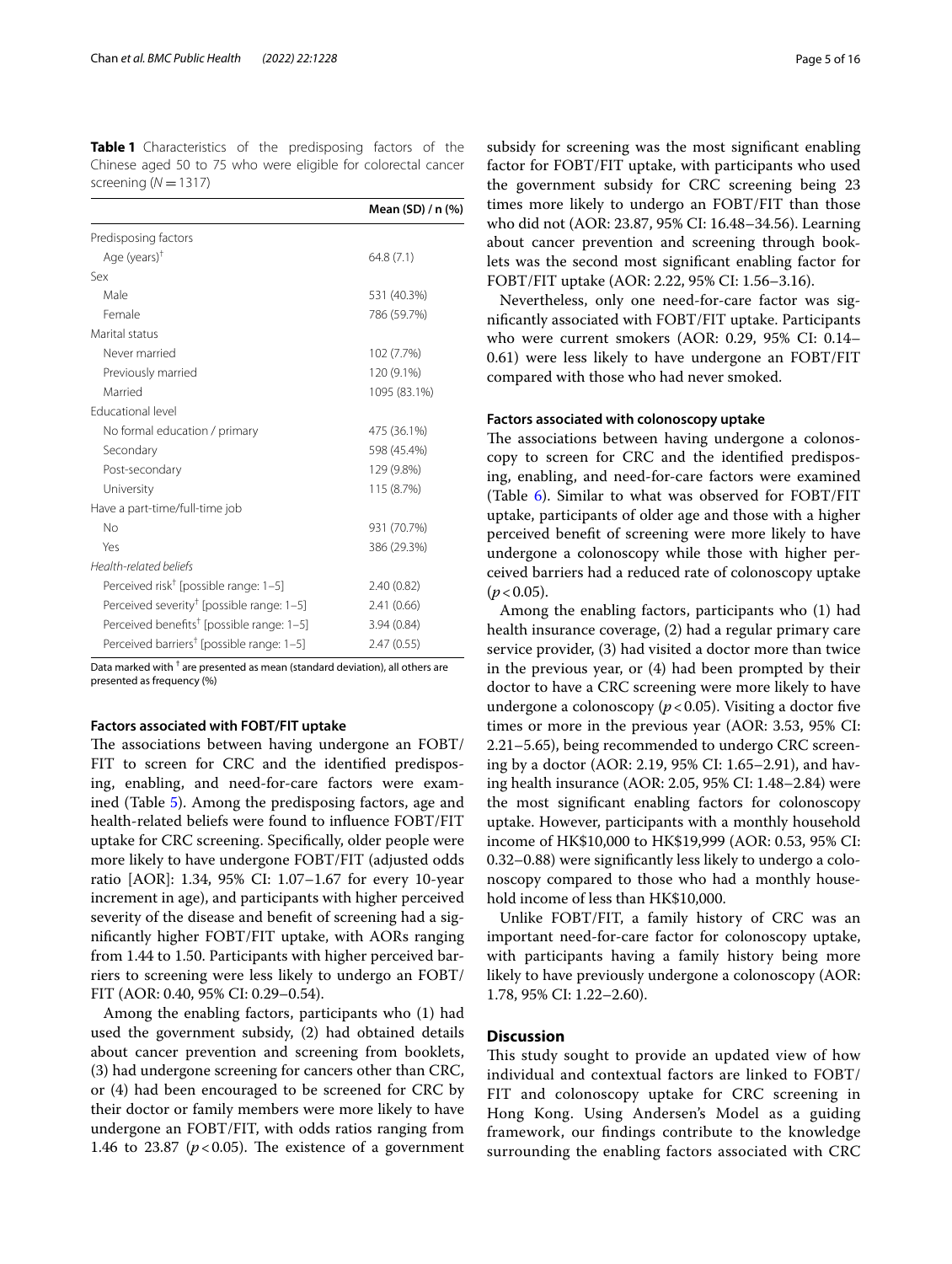**Table 1** Characteristics of the predisposing factors of the Chinese aged 50 to 75 who were eligible for colorectal cancer screening ($N = 1317$)

| | Mean (SD) / n (%) |
|---|---|
| Predisposing factors | |
| Age (years)† | 64.8 (7.1) |
| Sex | |
| Male | 531 (40.3%) |
| Female | 786 (59.7%) |
| Marital status | |
| Never married | 102 (7.7%) |
| Previously married | 120 (9.1%) |
| Married | 1095 (83.1%) |
| Educational level | |
| No formal education / primary | 475 (36.1%) |
| Secondary | 598 (45.4%) |
| Post-secondary | 129 (9.8%) |
| University | 115 (8.7%) |
| Have a part-time/full-time job | |
| No | 931 (70.7%) |
| Yes | 386 (29.3%) |
| *Health-related beliefs* | |
| Perceived risk† [possible range: 1–5] | 2.40 (0.82) |
| Perceived severity† [possible range: 1–5] | 2.41 (0.66) |
| Perceived benefits† [possible range: 1–5] | 3.94 (0.84) |
| Perceived barriers† [possible range: 1–5] | 2.47 (0.55) |

Data marked with † are presented as mean (standard deviation), all others are presented as frequency (%)

#### Factors associated with FOBT/FIT uptake

The associations between having undergone an FOBT/FIT to screen for CRC and the identified predisposing, enabling, and need-for-care factors were examined (Table 5). Among the predisposing factors, age and health-related beliefs were found to influence FOBT/FIT uptake for CRC screening. Specifically, older people were more likely to have undergone FOBT/FIT (adjusted odds ratio [AOR]: 1.34, 95% CI: 1.07–1.67 for every 10-year increment in age), and participants with higher perceived severity of the disease and benefit of screening had a significantly higher FOBT/FIT uptake, with AORs ranging from 1.44 to 1.50. Participants with higher perceived barriers to screening were less likely to undergo an FOBT/FIT (AOR: 0.40, 95% CI: 0.29–0.54).

Among the enabling factors, participants who (1) had used the government subsidy, (2) had obtained details about cancer prevention and screening from booklets, (3) had undergone screening for cancers other than CRC, or (4) had been encouraged to be screened for CRC by their doctor or family members were more likely to have undergone an FOBT/FIT, with odds ratios ranging from 1.46 to 23.87 ($p < 0.05$). The existence of a government subsidy for screening was the most significant enabling factor for FOBT/FIT uptake, with participants who used the government subsidy for CRC screening being 23 times more likely to undergo an FOBT/FIT than those who did not (AOR: 23.87, 95% CI: 16.48–34.56). Learning about cancer prevention and screening through booklets was the second most significant enabling factor for FOBT/FIT uptake (AOR: 2.22, 95% CI: 1.56–3.16).

Nevertheless, only one need-for-care factor was significantly associated with FOBT/FIT uptake. Participants who were current smokers (AOR: 0.29, 95% CI: 0.14–0.61) were less likely to have undergone an FOBT/FIT compared with those who had never smoked.

#### Factors associated with colonoscopy uptake

The associations between having undergone a colonoscopy to screen for CRC and the identified predisposing, enabling, and need-for-care factors were examined (Table 6). Similar to what was observed for FOBT/FIT uptake, participants of older age and those with a higher perceived benefit of screening were more likely to have undergone a colonoscopy while those with higher perceived barriers had a reduced rate of colonoscopy uptake ($p < 0.05$).

Among the enabling factors, participants who (1) had health insurance coverage, (2) had a regular primary care service provider, (3) had visited a doctor more than twice in the previous year, or (4) had been prompted by their doctor to have a CRC screening were more likely to have undergone a colonoscopy ($p < 0.05$). Visiting a doctor five times or more in the previous year (AOR: 3.53, 95% CI: 2.21–5.65), being recommended to undergo CRC screening by a doctor (AOR: 2.19, 95% CI: 1.65–2.91), and having health insurance (AOR: 2.05, 95% CI: 1.48–2.84) were the most significant enabling factors for colonoscopy uptake. However, participants with a monthly household income of HK$10,000 to HK$19,999 (AOR: 0.53, 95% CI: 0.32–0.88) were significantly less likely to undergo a colonoscopy compared to those who had a monthly household income of less than HK$10,000.

Unlike FOBT/FIT, a family history of CRC was an important need-for-care factor for colonoscopy uptake, with participants having a family history being more likely to have previously undergone a colonoscopy (AOR: 1.78, 95% CI: 1.22–2.60).

## Discussion

This study sought to provide an updated view of how individual and contextual factors are linked to FOBT/FIT and colonoscopy uptake for CRC screening in Hong Kong. Using Andersen's Model as a guiding framework, our findings contribute to the knowledge surrounding the enabling factors associated with CRC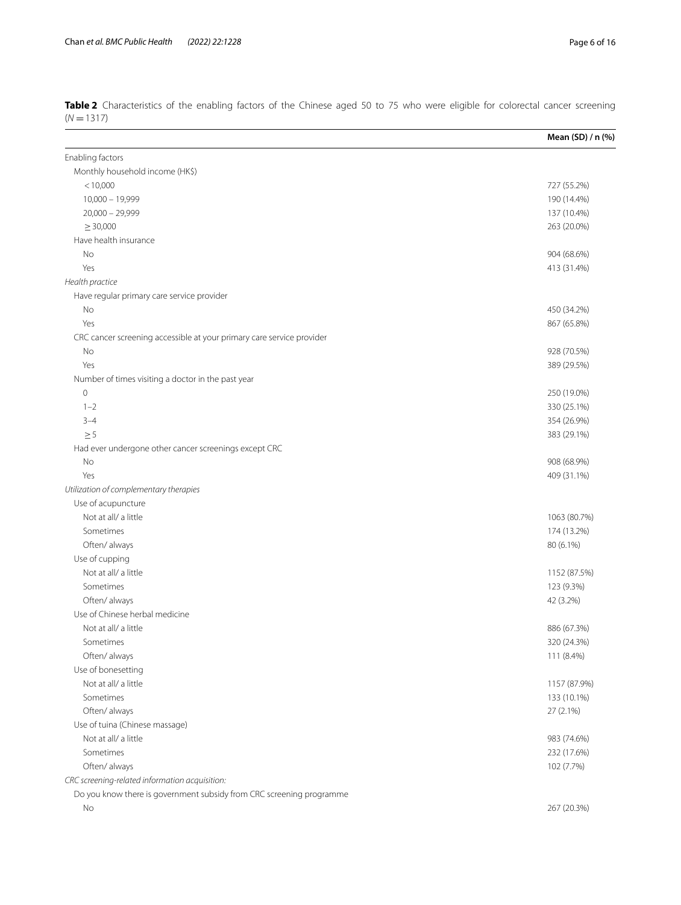**Table 2** Characteristics of the enabling factors of the Chinese aged 50 to 75 who were eligible for colorectal cancer screening ($N = 1317$)

| | Mean (SD) / n (%) |
|---|---|
| Enabling factors | |
| Monthly household income (HK$) | |
| < 10,000 | 727 (55.2%) |
| 10,000 – 19,999 | 190 (14.4%) |
| 20,000 – 29,999 | 137 (10.4%) |
| ≥ 30,000 | 263 (20.0%) |
| Have health insurance | |
| No | 904 (68.6%) |
| Yes | 413 (31.4%) |
| *Health practice* | |
| Have regular primary care service provider | |
| No | 450 (34.2%) |
| Yes | 867 (65.8%) |
| CRC cancer screening accessible at your primary care service provider | |
| No | 928 (70.5%) |
| Yes | 389 (29.5%) |
| Number of times visiting a doctor in the past year | |
| 0 | 250 (19.0%) |
| 1–2 | 330 (25.1%) |
| 3–4 | 354 (26.9%) |
| ≥ 5 | 383 (29.1%) |
| Had ever undergone other cancer screenings except CRC | |
| No | 908 (68.9%) |
| Yes | 409 (31.1%) |
| *Utilization of complementary therapies* | |
| Use of acupuncture | |
| Not at all/ a little | 1063 (80.7%) |
| Sometimes | 174 (13.2%) |
| Often/ always | 80 (6.1%) |
| Use of cupping | |
| Not at all/ a little | 1152 (87.5%) |
| Sometimes | 123 (9.3%) |
| Often/ always | 42 (3.2%) |
| Use of Chinese herbal medicine | |
| Not at all/ a little | 886 (67.3%) |
| Sometimes | 320 (24.3%) |
| Often/ always | 111 (8.4%) |
| Use of bonesetting | |
| Not at all/ a little | 1157 (87.9%) |
| Sometimes | 133 (10.1%) |
| Often/ always | 27 (2.1%) |
| Use of tuina (Chinese massage) | |
| Not at all/ a little | 983 (74.6%) |
| Sometimes | 232 (17.6%) |
| Often/ always | 102 (7.7%) |
| *CRC screening-related information acquisition:* | |
| Do you know there is government subsidy from CRC screening programme | |
| No | 267 (20.3%) |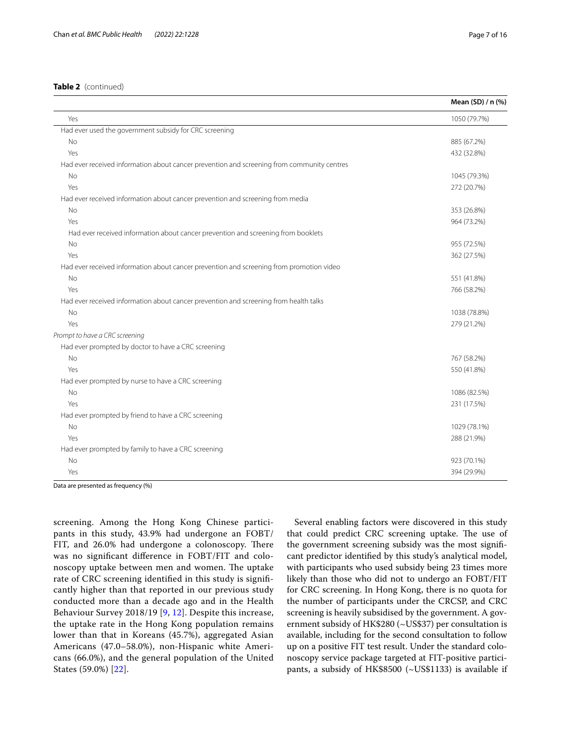**Table 2** (continued)

| | Mean (SD) / n (%) |
|---|---|
| Yes | 1050 (79.7%) |
| Had ever used the government subsidy for CRC screening | |
| No | 885 (67.2%) |
| Yes | 432 (32.8%) |
| Had ever received information about cancer prevention and screening from community centres | |
| No | 1045 (79.3%) |
| Yes | 272 (20.7%) |
| Had ever received information about cancer prevention and screening from media | |
| No | 353 (26.8%) |
| Yes | 964 (73.2%) |
| Had ever received information about cancer prevention and screening from booklets | |
| No | 955 (72.5%) |
| Yes | 362 (27.5%) |
| Had ever received information about cancer prevention and screening from promotion video | |
| No | 551 (41.8%) |
| Yes | 766 (58.2%) |
| Had ever received information about cancer prevention and screening from health talks | |
| No | 1038 (78.8%) |
| Yes | 279 (21.2%) |
| *Prompt to have a CRC screening* | |
| Had ever prompted by doctor to have a CRC screening | |
| No | 767 (58.2%) |
| Yes | 550 (41.8%) |
| Had ever prompted by nurse to have a CRC screening | |
| No | 1086 (82.5%) |
| Yes | 231 (17.5%) |
| Had ever prompted by friend to have a CRC screening | |
| No | 1029 (78.1%) |
| Yes | 288 (21.9%) |
| Had ever prompted by family to have a CRC screening | |
| No | 923 (70.1%) |
| Yes | 394 (29.9%) |

Data are presented as frequency (%)

screening. Among the Hong Kong Chinese participants in this study, 43.9% had undergone an FOBT/FIT, and 26.0% had undergone a colonoscopy. There was no significant difference in FOBT/FIT and colonoscopy uptake between men and women. The uptake rate of CRC screening identified in this study is significantly higher than that reported in our previous study conducted more than a decade ago and in the Health Behaviour Survey 2018/19 [9, 12]. Despite this increase, the uptake rate in the Hong Kong population remains lower than that in Koreans (45.7%), aggregated Asian Americans (47.0–58.0%), non-Hispanic white Americans (66.0%), and the general population of the United States (59.0%) [22].

Several enabling factors were discovered in this study that could predict CRC screening uptake. The use of the government screening subsidy was the most significant predictor identified by this study's analytical model, with participants who used subsidy being 23 times more likely than those who did not to undergo an FOBT/FIT for CRC screening. In Hong Kong, there is no quota for the number of participants under the CRCSP, and CRC screening is heavily subsidised by the government. A government subsidy of HK$280 (~US$37) per consultation is available, including for the second consultation to follow up on a positive FIT test result. Under the standard colonoscopy service package targeted at FIT-positive participants, a subsidy of HK$8500 (~US$1133) is available if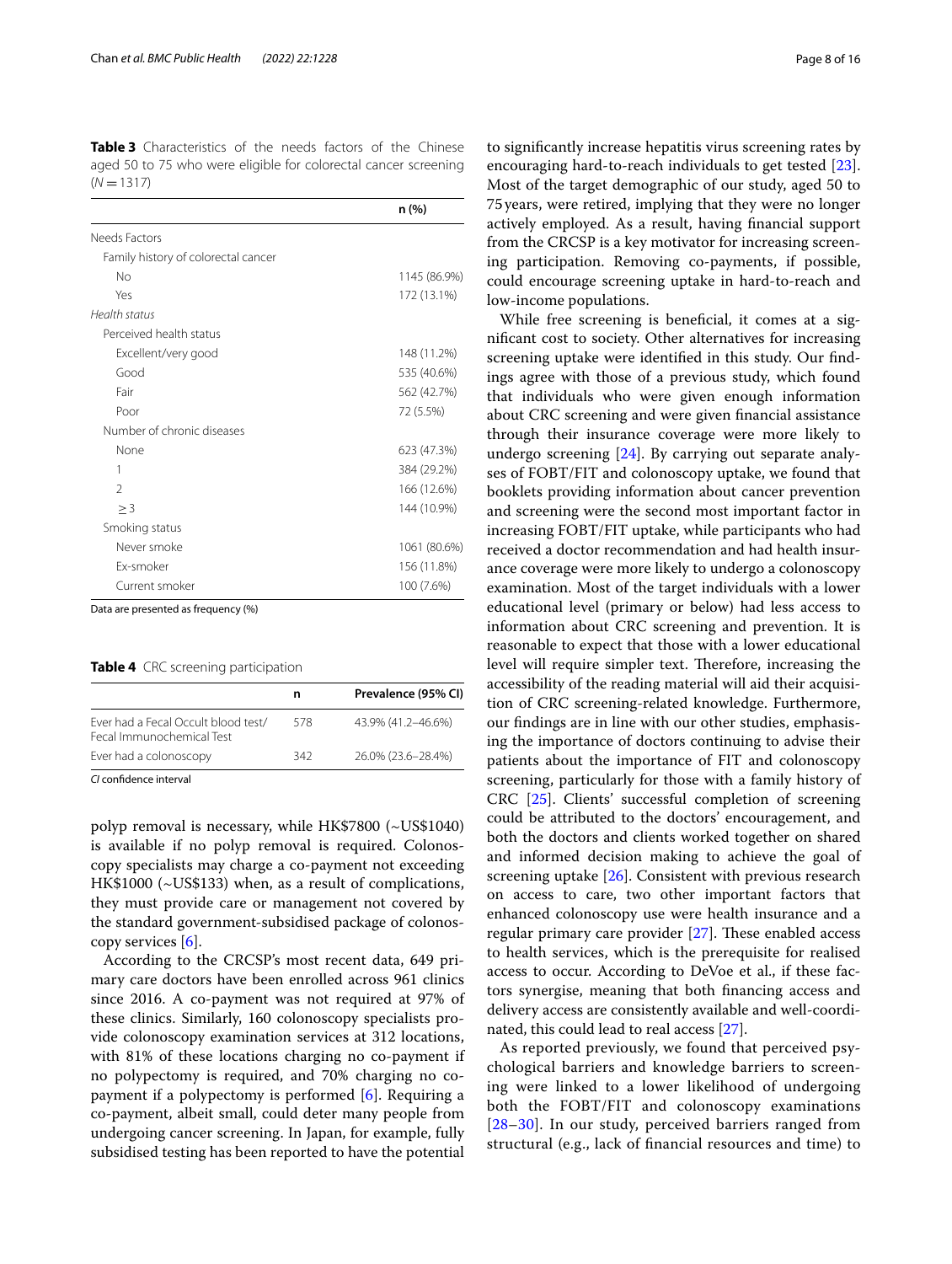**Table 3** Characteristics of the needs factors of the Chinese aged 50 to 75 who were eligible for colorectal cancer screening ($N = 1317$)

| | n (%) |
|---|---|
| Needs Factors | |
| Family history of colorectal cancer | |
| No | 1145 (86.9%) |
| Yes | 172 (13.1%) |
| *Health status* | |
| Perceived health status | |
| Excellent/very good | 148 (11.2%) |
| Good | 535 (40.6%) |
| Fair | 562 (42.7%) |
| Poor | 72 (5.5%) |
| Number of chronic diseases | |
| None | 623 (47.3%) |
| 1 | 384 (29.2%) |
| 2 | 166 (12.6%) |
| ≥ 3 | 144 (10.9%) |
| Smoking status | |
| Never smoke | 1061 (80.6%) |
| Ex-smoker | 156 (11.8%) |
| Current smoker | 100 (7.6%) |

Data are presented as frequency (%)

**Table 4** CRC screening participation

| | n | Prevalence (95% CI) |
|---|---|---|
| Ever had a Fecal Occult blood test/ Fecal Immunochemical Test | 578 | 43.9% (41.2–46.6%) |
| Ever had a colonoscopy | 342 | 26.0% (23.6–28.4%) |

*CI* confidence interval

polyp removal is necessary, while HK$7800 (~US$1040) is available if no polyp removal is required. Colonoscopy specialists may charge a co-payment not exceeding HK$1000 (~US$133) when, as a result of complications, they must provide care or management not covered by the standard government-subsidised package of colonoscopy services [6].

According to the CRCSP's most recent data, 649 primary care doctors have been enrolled across 961 clinics since 2016. A co-payment was not required at 97% of these clinics. Similarly, 160 colonoscopy specialists provide colonoscopy examination services at 312 locations, with 81% of these locations charging no co-payment if no polypectomy is required, and 70% charging no co-payment if a polypectomy is performed [6]. Requiring a co-payment, albeit small, could deter many people from undergoing cancer screening. In Japan, for example, fully subsidised testing has been reported to have the potential to significantly increase hepatitis virus screening rates by encouraging hard-to-reach individuals to get tested [23]. Most of the target demographic of our study, aged 50 to 75 years, were retired, implying that they were no longer actively employed. As a result, having financial support from the CRCSP is a key motivator for increasing screening participation. Removing co-payments, if possible, could encourage screening uptake in hard-to-reach and low-income populations.

While free screening is beneficial, it comes at a significant cost to society. Other alternatives for increasing screening uptake were identified in this study. Our findings agree with those of a previous study, which found that individuals who were given enough information about CRC screening and were given financial assistance through their insurance coverage were more likely to undergo screening [24]. By carrying out separate analyses of FOBT/FIT and colonoscopy uptake, we found that booklets providing information about cancer prevention and screening were the second most important factor in increasing FOBT/FIT uptake, while participants who had received a doctor recommendation and had health insurance coverage were more likely to undergo a colonoscopy examination. Most of the target individuals with a lower educational level (primary or below) had less access to information about CRC screening and prevention. It is reasonable to expect that those with a lower educational level will require simpler text. Therefore, increasing the accessibility of the reading material will aid their acquisition of CRC screening-related knowledge. Furthermore, our findings are in line with our other studies, emphasising the importance of doctors continuing to advise their patients about the importance of FIT and colonoscopy screening, particularly for those with a family history of CRC [25]. Clients' successful completion of screening could be attributed to the doctors' encouragement, and both the doctors and clients worked together on shared and informed decision making to achieve the goal of screening uptake [26]. Consistent with previous research on access to care, two other important factors that enhanced colonoscopy use were health insurance and a regular primary care provider [27]. These enabled access to health services, which is the prerequisite for realised access to occur. According to DeVoe et al., if these factors synergise, meaning that both financing access and delivery access are consistently available and well-coordinated, this could lead to real access [27].

As reported previously, we found that perceived psychological barriers and knowledge barriers to screening were linked to a lower likelihood of undergoing both the FOBT/FIT and colonoscopy examinations [28–30]. In our study, perceived barriers ranged from structural (e.g., lack of financial resources and time) to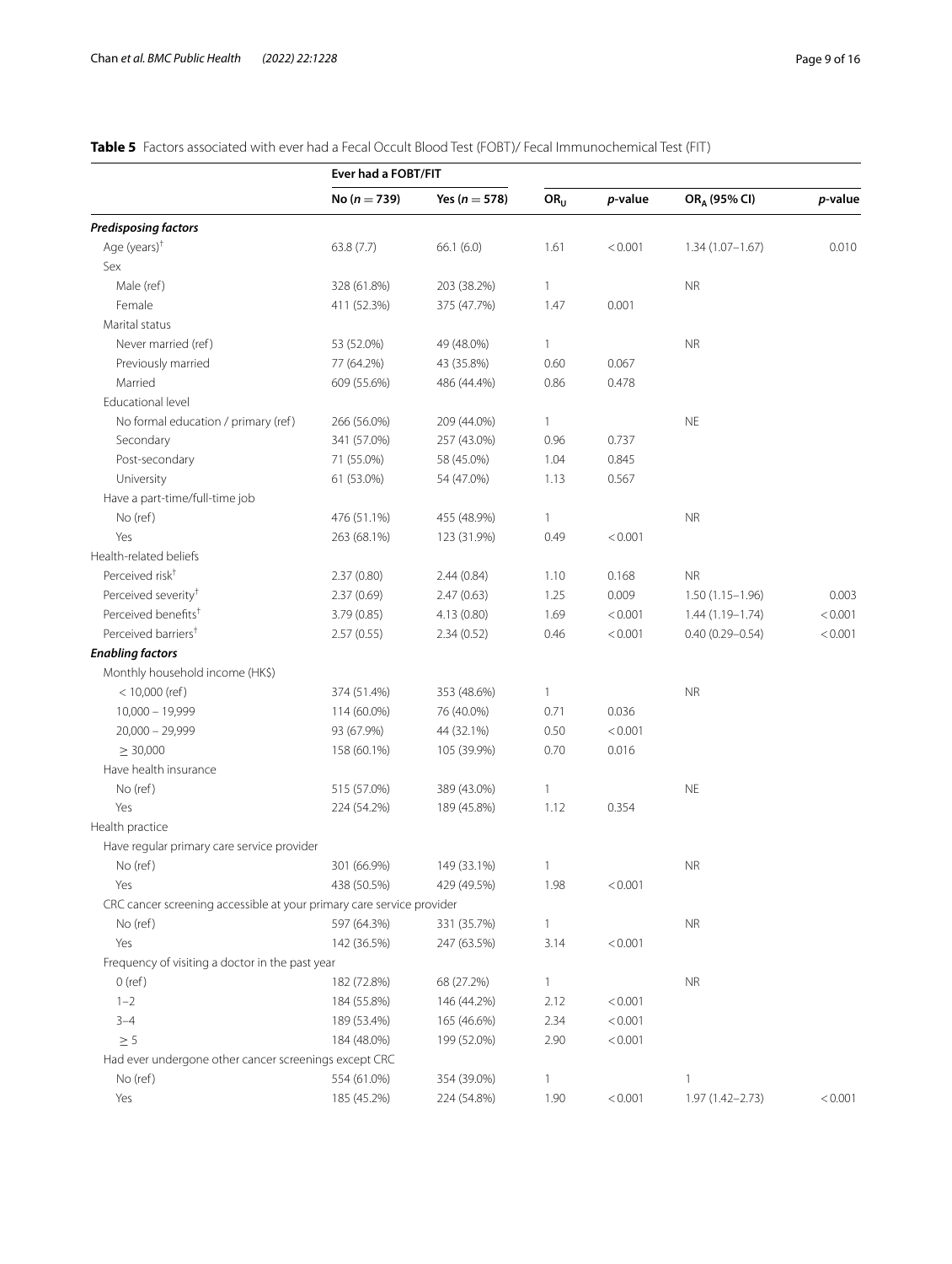**Table 5** Factors associated with ever had a Fecal Occult Blood Test (FOBT)/ Fecal Immunochemical Test (FIT)

| | Ever had a FOBT/FIT | | | | | |
|---|---|---|---|---|---|---|
| | No ($n = 739$) | Yes ($n = 578$) | $OR_U$ | *p*-value | $OR_A$ (95% CI) | *p*-value |
| ***Predisposing factors*** | | | | | | |
| Age (years)[†] | 63.8 (7.7) | 66.1 (6.0) | 1.61 | < 0.001 | 1.34 (1.07–1.67) | 0.010 |
| Sex | | | | | | |
| Male (ref) | 328 (61.8%) | 203 (38.2%) | 1 | | NR | |
| Female | 411 (52.3%) | 375 (47.7%) | 1.47 | 0.001 | | |
| Marital status | | | | | | |
| Never married (ref) | 53 (52.0%) | 49 (48.0%) | 1 | | NR | |
| Previously married | 77 (64.2%) | 43 (35.8%) | 0.60 | 0.067 | | |
| Married | 609 (55.6%) | 486 (44.4%) | 0.86 | 0.478 | | |
| Educational level | | | | | | |
| No formal education / primary (ref) | 266 (56.0%) | 209 (44.0%) | 1 | | NE | |
| Secondary | 341 (57.0%) | 257 (43.0%) | 0.96 | 0.737 | | |
| Post-secondary | 71 (55.0%) | 58 (45.0%) | 1.04 | 0.845 | | |
| University | 61 (53.0%) | 54 (47.0%) | 1.13 | 0.567 | | |
| Have a part-time/full-time job | | | | | | |
| No (ref) | 476 (51.1%) | 455 (48.9%) | 1 | | NR | |
| Yes | 263 (68.1%) | 123 (31.9%) | 0.49 | < 0.001 | | |
| Health-related beliefs | | | | | | |
| Perceived risk[†] | 2.37 (0.80) | 2.44 (0.84) | 1.10 | 0.168 | NR | |
| Perceived severity[†] | 2.37 (0.69) | 2.47 (0.63) | 1.25 | 0.009 | 1.50 (1.15–1.96) | 0.003 |
| Perceived benefits[†] | 3.79 (0.85) | 4.13 (0.80) | 1.69 | < 0.001 | 1.44 (1.19–1.74) | < 0.001 |
| Perceived barriers[†] | 2.57 (0.55) | 2.34 (0.52) | 0.46 | < 0.001 | 0.40 (0.29–0.54) | < 0.001 |
| ***Enabling factors*** | | | | | | |
| Monthly household income (HK$) | | | | | | |
| < 10,000 (ref) | 374 (51.4%) | 353 (48.6%) | 1 | | NR | |
| 10,000 – 19,999 | 114 (60.0%) | 76 (40.0%) | 0.71 | 0.036 | | |
| 20,000 – 29,999 | 93 (67.9%) | 44 (32.1%) | 0.50 | < 0.001 | | |
| ≥ 30,000 | 158 (60.1%) | 105 (39.9%) | 0.70 | 0.016 | | |
| Have health insurance | | | | | | |
| No (ref) | 515 (57.0%) | 389 (43.0%) | 1 | | NE | |
| Yes | 224 (54.2%) | 189 (45.8%) | 1.12 | 0.354 | | |
| Health practice | | | | | | |
| Have regular primary care service provider | | | | | | |
| No (ref) | 301 (66.9%) | 149 (33.1%) | 1 | | NR | |
| Yes | 438 (50.5%) | 429 (49.5%) | 1.98 | < 0.001 | | |
| CRC cancer screening accessible at your primary care service provider | | | | | | |
| No (ref) | 597 (64.3%) | 331 (35.7%) | 1 | | NR | |
| Yes | 142 (36.5%) | 247 (63.5%) | 3.14 | < 0.001 | | |
| Frequency of visiting a doctor in the past year | | | | | | |
| 0 (ref) | 182 (72.8%) | 68 (27.2%) | 1 | | NR | |
| 1–2 | 184 (55.8%) | 146 (44.2%) | 2.12 | < 0.001 | | |
| 3–4 | 189 (53.4%) | 165 (46.6%) | 2.34 | < 0.001 | | |
| ≥ 5 | 184 (48.0%) | 199 (52.0%) | 2.90 | < 0.001 | | |
| Had ever undergone other cancer screenings except CRC | | | | | | |
| No (ref) | 554 (61.0%) | 354 (39.0%) | 1 | | 1 | |
| Yes | 185 (45.2%) | 224 (54.8%) | 1.90 | < 0.001 | 1.97 (1.42–2.73) | < 0.001 |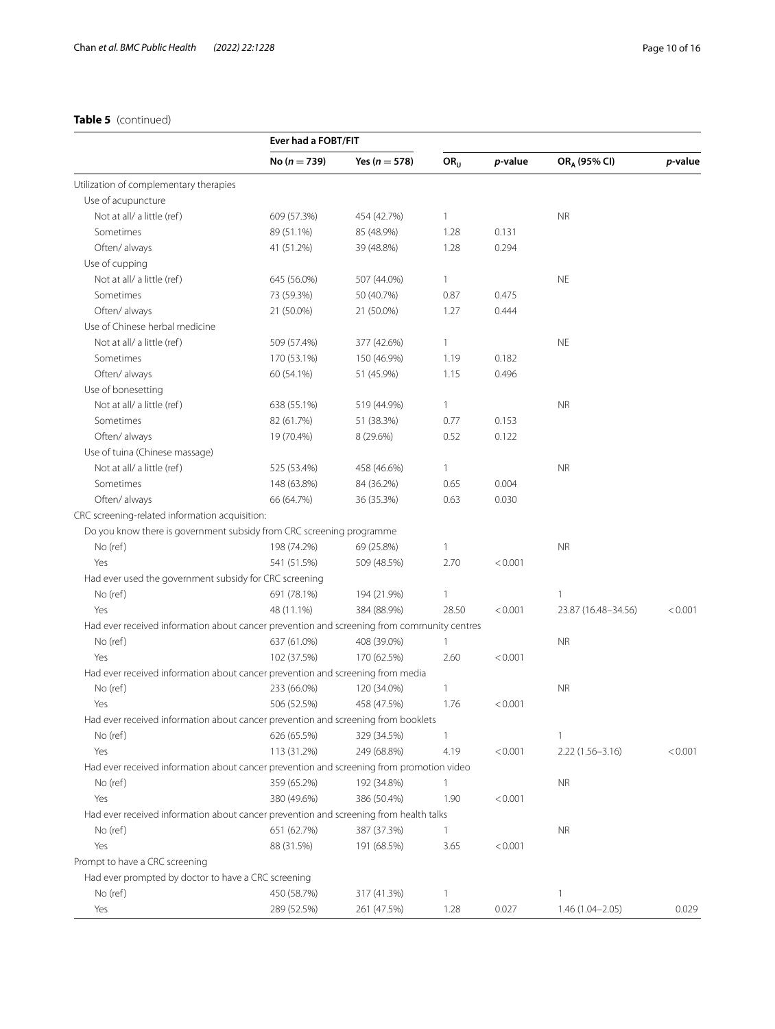**Table 5** (continued)

| | Ever had a FOBT/FIT | | | | | |
|---|---|---|---|---|---|---|
| | No ($n = 739$) | Yes ($n = 578$) | $OR_U$ | *p*-value | $OR_A$ (95% CI) | *p*-value |
| Utilization of complementary therapies | | | | | | |
| Use of acupuncture | | | | | | |
| Not at all/ a little (ref) | 609 (57.3%) | 454 (42.7%) | 1 | | NR | |
| Sometimes | 89 (51.1%) | 85 (48.9%) | 1.28 | 0.131 | | |
| Often/ always | 41 (51.2%) | 39 (48.8%) | 1.28 | 0.294 | | |
| Use of cupping | | | | | | |
| Not at all/ a little (ref) | 645 (56.0%) | 507 (44.0%) | 1 | | NE | |
| Sometimes | 73 (59.3%) | 50 (40.7%) | 0.87 | 0.475 | | |
| Often/ always | 21 (50.0%) | 21 (50.0%) | 1.27 | 0.444 | | |
| Use of Chinese herbal medicine | | | | | | |
| Not at all/ a little (ref) | 509 (57.4%) | 377 (42.6%) | 1 | | NE | |
| Sometimes | 170 (53.1%) | 150 (46.9%) | 1.19 | 0.182 | | |
| Often/ always | 60 (54.1%) | 51 (45.9%) | 1.15 | 0.496 | | |
| Use of bonesetting | | | | | | |
| Not at all/ a little (ref) | 638 (55.1%) | 519 (44.9%) | 1 | | NR | |
| Sometimes | 82 (61.7%) | 51 (38.3%) | 0.77 | 0.153 | | |
| Often/ always | 19 (70.4%) | 8 (29.6%) | 0.52 | 0.122 | | |
| Use of tuina (Chinese massage) | | | | | | |
| Not at all/ a little (ref) | 525 (53.4%) | 458 (46.6%) | 1 | | NR | |
| Sometimes | 148 (63.8%) | 84 (36.2%) | 0.65 | 0.004 | | |
| Often/ always | 66 (64.7%) | 36 (35.3%) | 0.63 | 0.030 | | |
| CRC screening-related information acquisition: | | | | | | |
| Do you know there is government subsidy from CRC screening programme | | | | | | |
| No (ref) | 198 (74.2%) | 69 (25.8%) | 1 | | NR | |
| Yes | 541 (51.5%) | 509 (48.5%) | 2.70 | < 0.001 | | |
| Had ever used the government subsidy for CRC screening | | | | | | |
| No (ref) | 691 (78.1%) | 194 (21.9%) | 1 | | 1 | |
| Yes | 48 (11.1%) | 384 (88.9%) | 28.50 | < 0.001 | 23.87 (16.48–34.56) | < 0.001 |
| Had ever received information about cancer prevention and screening from community centres | | | | | | |
| No (ref) | 637 (61.0%) | 408 (39.0%) | 1 | | NR | |
| Yes | 102 (37.5%) | 170 (62.5%) | 2.60 | < 0.001 | | |
| Had ever received information about cancer prevention and screening from media | | | | | | |
| No (ref) | 233 (66.0%) | 120 (34.0%) | 1 | | NR | |
| Yes | 506 (52.5%) | 458 (47.5%) | 1.76 | < 0.001 | | |
| Had ever received information about cancer prevention and screening from booklets | | | | | | |
| No (ref) | 626 (65.5%) | 329 (34.5%) | 1 | | 1 | |
| Yes | 113 (31.2%) | 249 (68.8%) | 4.19 | < 0.001 | 2.22 (1.56–3.16) | < 0.001 |
| Had ever received information about cancer prevention and screening from promotion video | | | | | | |
| No (ref) | 359 (65.2%) | 192 (34.8%) | 1 | | NR | |
| Yes | 380 (49.6%) | 386 (50.4%) | 1.90 | < 0.001 | | |
| Had ever received information about cancer prevention and screening from health talks | | | | | | |
| No (ref) | 651 (62.7%) | 387 (37.3%) | 1 | | NR | |
| Yes | 88 (31.5%) | 191 (68.5%) | 3.65 | < 0.001 | | |
| Prompt to have a CRC screening | | | | | | |
| Had ever prompted by doctor to have a CRC screening | | | | | | |
| No (ref) | 450 (58.7%) | 317 (41.3%) | 1 | | 1 | |
| Yes | 289 (52.5%) | 261 (47.5%) | 1.28 | 0.027 | 1.46 (1.04–2.05) | 0.029 |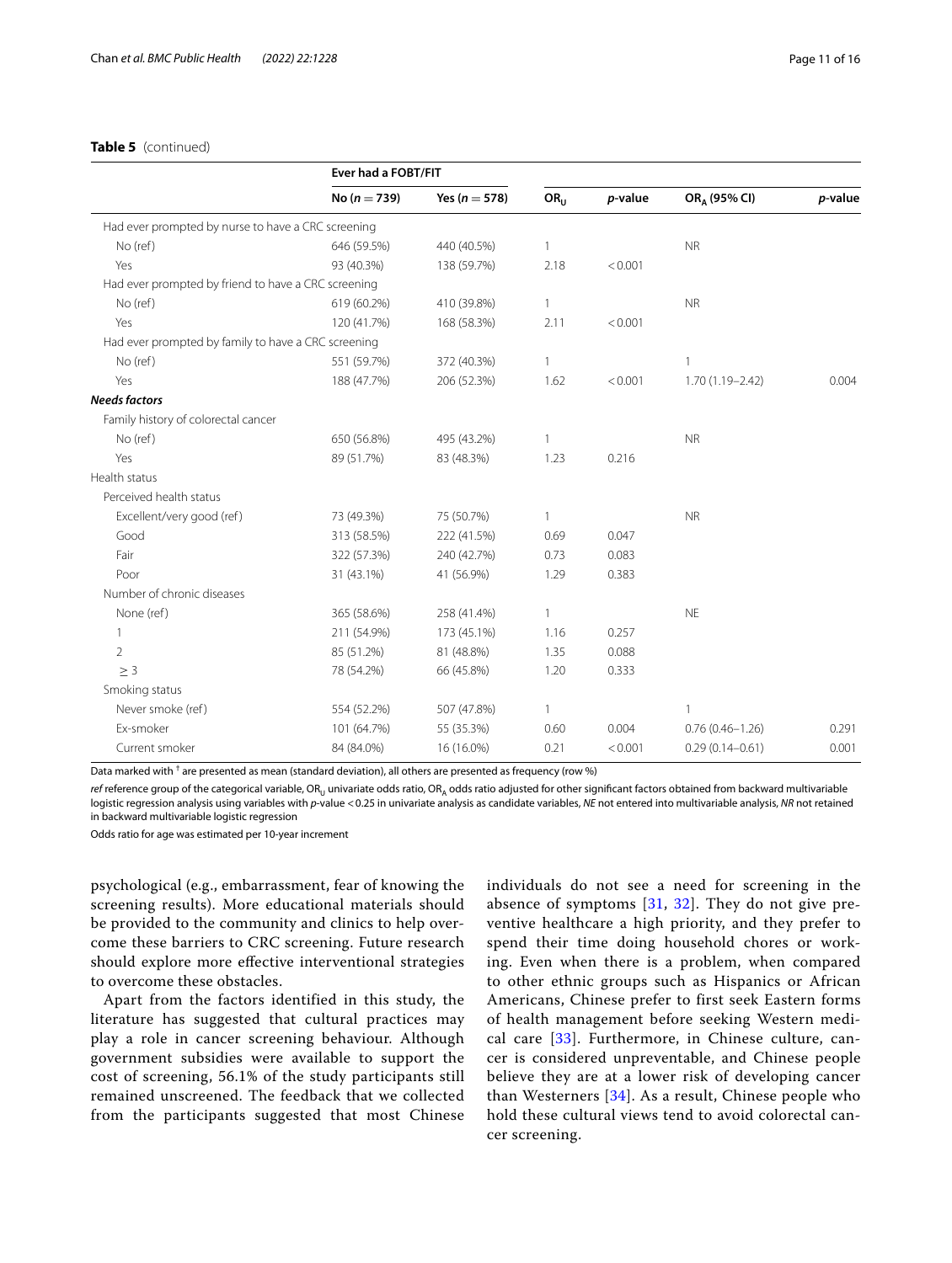**Table 5** (continued)

| | Ever had a FOBT/FIT | | | | | |
|---|---|---|---|---|---|---|
| | No ($n = 739$) | Yes ($n = 578$) | $OR_U$ | *p*-value | $OR_A$ (95% CI) | *p*-value |
| Had ever prompted by nurse to have a CRC screening | | | | | | |
| No (ref) | 646 (59.5%) | 440 (40.5%) | 1 | | NR | |
| Yes | 93 (40.3%) | 138 (59.7%) | 2.18 | < 0.001 | | |
| Had ever prompted by friend to have a CRC screening | | | | | | |
| No (ref) | 619 (60.2%) | 410 (39.8%) | 1 | | NR | |
| Yes | 120 (41.7%) | 168 (58.3%) | 2.11 | < 0.001 | | |
| Had ever prompted by family to have a CRC screening | | | | | | |
| No (ref) | 551 (59.7%) | 372 (40.3%) | 1 | | 1 | |
| Yes | 188 (47.7%) | 206 (52.3%) | 1.62 | < 0.001 | 1.70 (1.19–2.42) | 0.004 |
| ***Needs factors*** | | | | | | |
| Family history of colorectal cancer | | | | | | |
| No (ref) | 650 (56.8%) | 495 (43.2%) | 1 | | NR | |
| Yes | 89 (51.7%) | 83 (48.3%) | 1.23 | 0.216 | | |
| Health status | | | | | | |
| Perceived health status | | | | | | |
| Excellent/very good (ref) | 73 (49.3%) | 75 (50.7%) | 1 | | NR | |
| Good | 313 (58.5%) | 222 (41.5%) | 0.69 | 0.047 | | |
| Fair | 322 (57.3%) | 240 (42.7%) | 0.73 | 0.083 | | |
| Poor | 31 (43.1%) | 41 (56.9%) | 1.29 | 0.383 | | |
| Number of chronic diseases | | | | | | |
| None (ref) | 365 (58.6%) | 258 (41.4%) | 1 | | NE | |
| 1 | 211 (54.9%) | 173 (45.1%) | 1.16 | 0.257 | | |
| 2 | 85 (51.2%) | 81 (48.8%) | 1.35 | 0.088 | | |
| ≥ 3 | 78 (54.2%) | 66 (45.8%) | 1.20 | 0.333 | | |
| Smoking status | | | | | | |
| Never smoke (ref) | 554 (52.2%) | 507 (47.8%) | 1 | | 1 | |
| Ex-smoker | 101 (64.7%) | 55 (35.3%) | 0.60 | 0.004 | 0.76 (0.46–1.26) | 0.291 |
| Current smoker | 84 (84.0%) | 16 (16.0%) | 0.21 | < 0.001 | 0.29 (0.14–0.61) | 0.001 |

Data marked with † are presented as mean (standard deviation), all others are presented as frequency (row %)

*ref* reference group of the categorical variable, $OR_U$ univariate odds ratio, $OR_A$ odds ratio adjusted for other significant factors obtained from backward multivariable logistic regression analysis using variables with *p*-value < 0.25 in univariate analysis as candidate variables, *NE* not entered into multivariable analysis, *NR* not retained in backward multivariable logistic regression

Odds ratio for age was estimated per 10-year increment

psychological (e.g., embarrassment, fear of knowing the screening results). More educational materials should be provided to the community and clinics to help overcome these barriers to CRC screening. Future research should explore more effective interventional strategies to overcome these obstacles.

Apart from the factors identified in this study, the literature has suggested that cultural practices may play a role in cancer screening behaviour. Although government subsidies were available to support the cost of screening, 56.1% of the study participants still remained unscreened. The feedback that we collected from the participants suggested that most Chinese individuals do not see a need for screening in the absence of symptoms [31, 32]. They do not give preventive healthcare a high priority, and they prefer to spend their time doing household chores or working. Even when there is a problem, when compared to other ethnic groups such as Hispanics or African Americans, Chinese prefer to first seek Eastern forms of health management before seeking Western medical care [33]. Furthermore, in Chinese culture, cancer is considered unpreventable, and Chinese people believe they are at a lower risk of developing cancer than Westerners [34]. As a result, Chinese people who hold these cultural views tend to avoid colorectal cancer screening.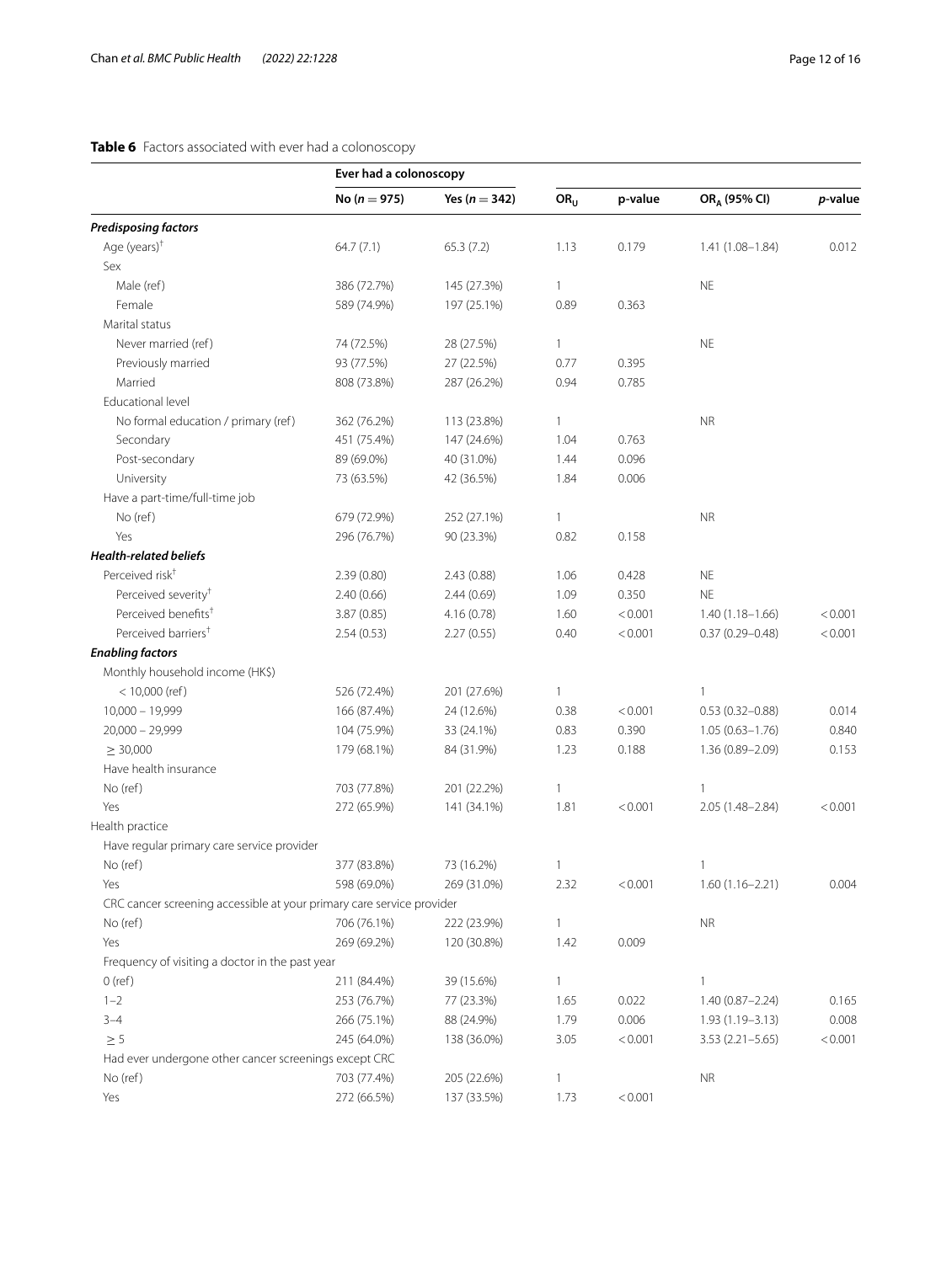**Table 6** Factors associated with ever had a colonoscopy

| | Ever had a colonoscopy | | | | | |
|---|---|---|---|---|---|---|
| | No ($n = 975$) | Yes ($n = 342$) | $OR_U$ | p-value | $OR_A$ (95% CI) | *p*-value |
| ***Predisposing factors*** | | | | | | |
| Age (years)[†] | 64.7 (7.1) | 65.3 (7.2) | 1.13 | 0.179 | 1.41 (1.08–1.84) | 0.012 |
| Sex | | | | | | |
| Male (ref) | 386 (72.7%) | 145 (27.3%) | 1 | | NE | |
| Female | 589 (74.9%) | 197 (25.1%) | 0.89 | 0.363 | | |
| Marital status | | | | | | |
| Never married (ref) | 74 (72.5%) | 28 (27.5%) | 1 | | NE | |
| Previously married | 93 (77.5%) | 27 (22.5%) | 0.77 | 0.395 | | |
| Married | 808 (73.8%) | 287 (26.2%) | 0.94 | 0.785 | | |
| Educational level | | | | | | |
| No formal education / primary (ref) | 362 (76.2%) | 113 (23.8%) | 1 | | NR | |
| Secondary | 451 (75.4%) | 147 (24.6%) | 1.04 | 0.763 | | |
| Post-secondary | 89 (69.0%) | 40 (31.0%) | 1.44 | 0.096 | | |
| University | 73 (63.5%) | 42 (36.5%) | 1.84 | 0.006 | | |
| Have a part-time/full-time job | | | | | | |
| No (ref) | 679 (72.9%) | 252 (27.1%) | 1 | | NR | |
| Yes | 296 (76.7%) | 90 (23.3%) | 0.82 | 0.158 | | |
| ***Health-related beliefs*** | | | | | | |
| Perceived risk[†] | 2.39 (0.80) | 2.43 (0.88) | 1.06 | 0.428 | NE | |
| Perceived severity[†] | 2.40 (0.66) | 2.44 (0.69) | 1.09 | 0.350 | NE | |
| Perceived benefits[†] | 3.87 (0.85) | 4.16 (0.78) | 1.60 | < 0.001 | 1.40 (1.18–1.66) | < 0.001 |
| Perceived barriers[†] | 2.54 (0.53) | 2.27 (0.55) | 0.40 | < 0.001 | 0.37 (0.29–0.48) | < 0.001 |
| ***Enabling factors*** | | | | | | |
| Monthly household income (HK$) | | | | | | |
| < 10,000 (ref) | 526 (72.4%) | 201 (27.6%) | 1 | | 1 | |
| 10,000 – 19,999 | 166 (87.4%) | 24 (12.6%) | 0.38 | < 0.001 | 0.53 (0.32–0.88) | 0.014 |
| 20,000 – 29,999 | 104 (75.9%) | 33 (24.1%) | 0.83 | 0.390 | 1.05 (0.63–1.76) | 0.840 |
| ≥ 30,000 | 179 (68.1%) | 84 (31.9%) | 1.23 | 0.188 | 1.36 (0.89–2.09) | 0.153 |
| Have health insurance | | | | | | |
| No (ref) | 703 (77.8%) | 201 (22.2%) | 1 | | 1 | |
| Yes | 272 (65.9%) | 141 (34.1%) | 1.81 | < 0.001 | 2.05 (1.48–2.84) | < 0.001 |
| Health practice | | | | | | |
| Have regular primary care service provider | | | | | | |
| No (ref) | 377 (83.8%) | 73 (16.2%) | 1 | | 1 | |
| Yes | 598 (69.0%) | 269 (31.0%) | 2.32 | < 0.001 | 1.60 (1.16–2.21) | 0.004 |
| CRC cancer screening accessible at your primary care service provider | | | | | | |
| No (ref) | 706 (76.1%) | 222 (23.9%) | 1 | | NR | |
| Yes | 269 (69.2%) | 120 (30.8%) | 1.42 | 0.009 | | |
| Frequency of visiting a doctor in the past year | | | | | | |
| 0 (ref) | 211 (84.4%) | 39 (15.6%) | 1 | | 1 | |
| 1–2 | 253 (76.7%) | 77 (23.3%) | 1.65 | 0.022 | 1.40 (0.87–2.24) | 0.165 |
| 3–4 | 266 (75.1%) | 88 (24.9%) | 1.79 | 0.006 | 1.93 (1.19–3.13) | 0.008 |
| ≥ 5 | 245 (64.0%) | 138 (36.0%) | 3.05 | < 0.001 | 3.53 (2.21–5.65) | < 0.001 |
| Had ever undergone other cancer screenings except CRC | | | | | | |
| No (ref) | 703 (77.4%) | 205 (22.6%) | 1 | | NR | |
| Yes | 272 (66.5%) | 137 (33.5%) | 1.73 | < 0.001 | | |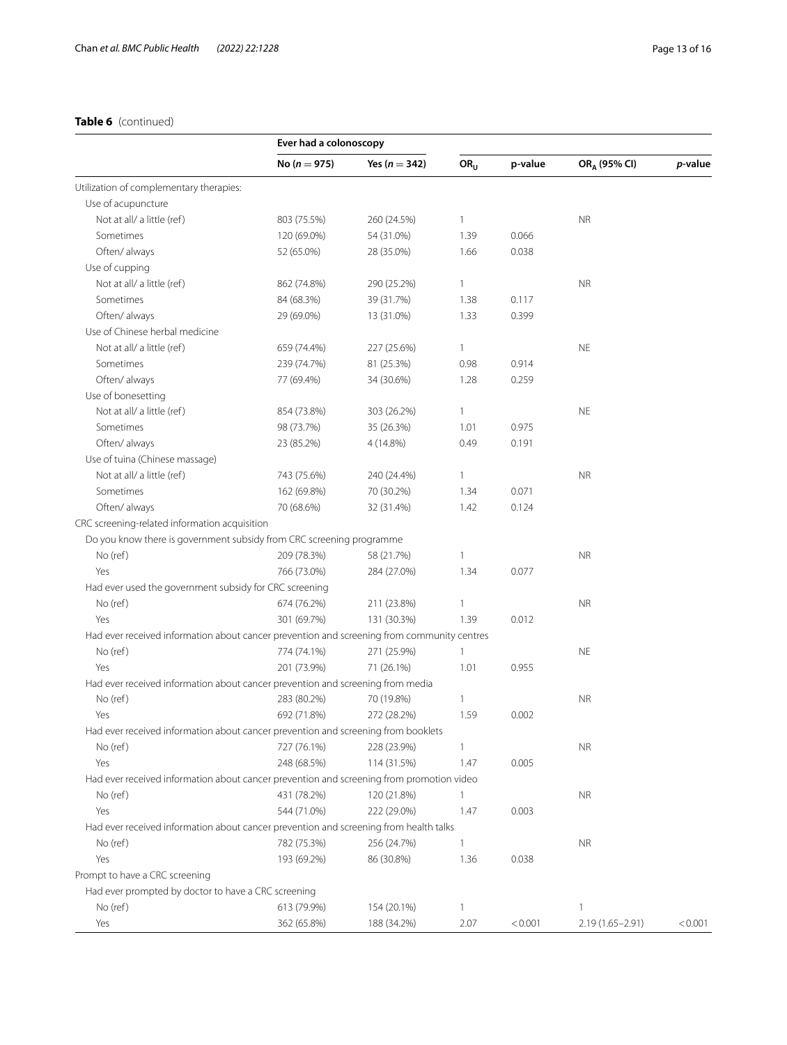**Table 6** (continued)

| | Ever had a colonoscopy | | | | | |
|---|---|---|---|---|---|---|
| | No ($n = 975$) | Yes ($n = 342$) | $OR_U$ | p-value | $OR_A$ (95% CI) | *p*-value |
| Utilization of complementary therapies: | | | | | | |
| Use of acupuncture | | | | | | |
| Not at all/ a little (ref) | 803 (75.5%) | 260 (24.5%) | 1 | | NR | |
| Sometimes | 120 (69.0%) | 54 (31.0%) | 1.39 | 0.066 | | |
| Often/ always | 52 (65.0%) | 28 (35.0%) | 1.66 | 0.038 | | |
| Use of cupping | | | | | | |
| Not at all/ a little (ref) | 862 (74.8%) | 290 (25.2%) | 1 | | NR | |
| Sometimes | 84 (68.3%) | 39 (31.7%) | 1.38 | 0.117 | | |
| Often/ always | 29 (69.0%) | 13 (31.0%) | 1.33 | 0.399 | | |
| Use of Chinese herbal medicine | | | | | | |
| Not at all/ a little (ref) | 659 (74.4%) | 227 (25.6%) | 1 | | NE | |
| Sometimes | 239 (74.7%) | 81 (25.3%) | 0.98 | 0.914 | | |
| Often/ always | 77 (69.4%) | 34 (30.6%) | 1.28 | 0.259 | | |
| Use of bonesetting | | | | | | |
| Not at all/ a little (ref) | 854 (73.8%) | 303 (26.2%) | 1 | | NE | |
| Sometimes | 98 (73.7%) | 35 (26.3%) | 1.01 | 0.975 | | |
| Often/ always | 23 (85.2%) | 4 (14.8%) | 0.49 | 0.191 | | |
| Use of tuina (Chinese massage) | | | | | | |
| Not at all/ a little (ref) | 743 (75.6%) | 240 (24.4%) | 1 | | NR | |
| Sometimes | 162 (69.8%) | 70 (30.2%) | 1.34 | 0.071 | | |
| Often/ always | 70 (68.6%) | 32 (31.4%) | 1.42 | 0.124 | | |
| CRC screening-related information acquisition | | | | | | |
| Do you know there is government subsidy from CRC screening programme | | | | | | |
| No (ref) | 209 (78.3%) | 58 (21.7%) | 1 | | NR | |
| Yes | 766 (73.0%) | 284 (27.0%) | 1.34 | 0.077 | | |
| Had ever used the government subsidy for CRC screening | | | | | | |
| No (ref) | 674 (76.2%) | 211 (23.8%) | 1 | | NR | |
| Yes | 301 (69.7%) | 131 (30.3%) | 1.39 | 0.012 | | |
| Had ever received information about cancer prevention and screening from community centres | | | | | | |
| No (ref) | 774 (74.1%) | 271 (25.9%) | 1 | | NE | |
| Yes | 201 (73.9%) | 71 (26.1%) | 1.01 | 0.955 | | |
| Had ever received information about cancer prevention and screening from media | | | | | | |
| No (ref) | 283 (80.2%) | 70 (19.8%) | 1 | | NR | |
| Yes | 692 (71.8%) | 272 (28.2%) | 1.59 | 0.002 | | |
| Had ever received information about cancer prevention and screening from booklets | | | | | | |
| No (ref) | 727 (76.1%) | 228 (23.9%) | 1 | | NR | |
| Yes | 248 (68.5%) | 114 (31.5%) | 1.47 | 0.005 | | |
| Had ever received information about cancer prevention and screening from promotion video | | | | | | |
| No (ref) | 431 (78.2%) | 120 (21.8%) | 1 | | NR | |
| Yes | 544 (71.0%) | 222 (29.0%) | 1.47 | 0.003 | | |
| Had ever received information about cancer prevention and screening from health talks | | | | | | |
| No (ref) | 782 (75.3%) | 256 (24.7%) | 1 | | NR | |
| Yes | 193 (69.2%) | 86 (30.8%) | 1.36 | 0.038 | | |
| Prompt to have a CRC screening | | | | | | |
| Had ever prompted by doctor to have a CRC screening | | | | | | |
| No (ref) | 613 (79.9%) | 154 (20.1%) | 1 | | 1 | |
| Yes | 362 (65.8%) | 188 (34.2%) | 2.07 | < 0.001 | 2.19 (1.65–2.91) | < 0.001 |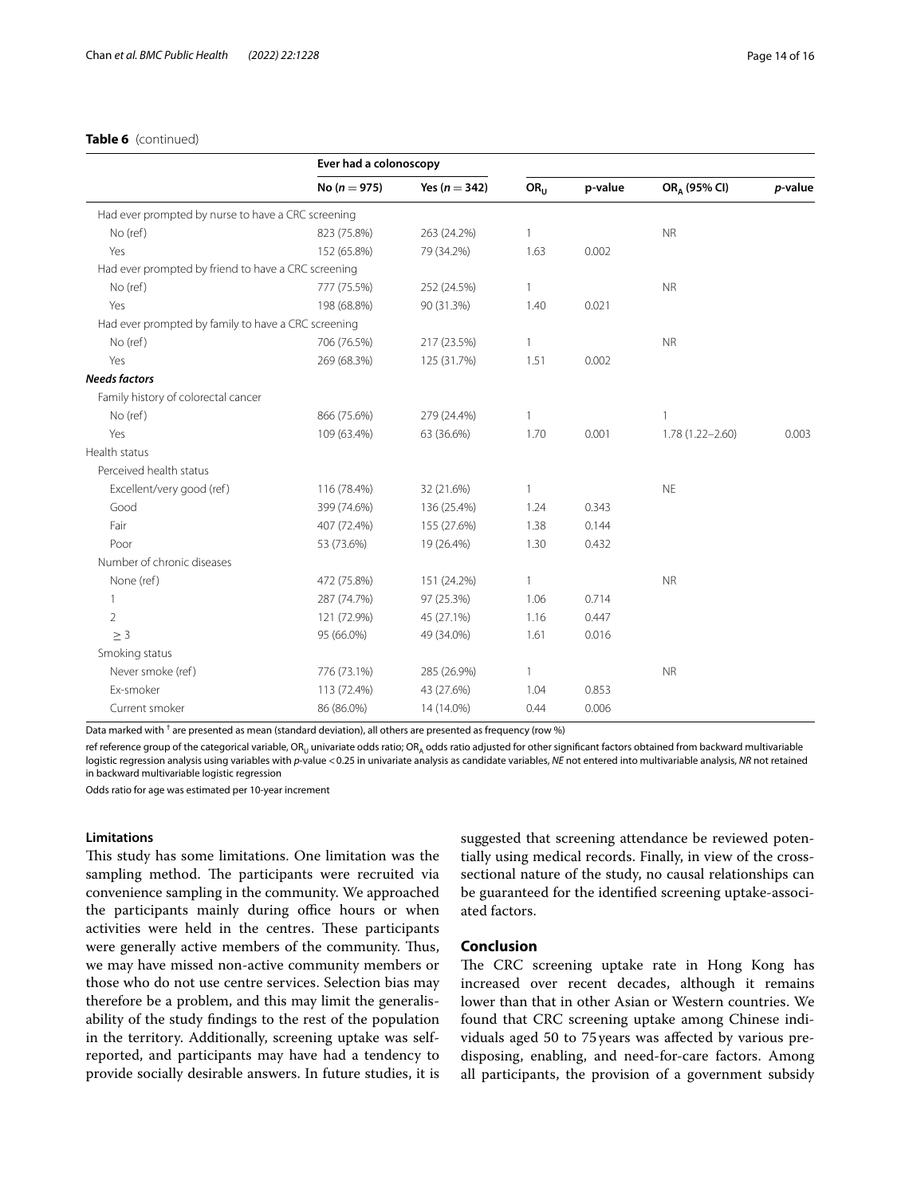**Table 6** (continued)

| | Ever had a colonoscopy | | | | | |
|---|---|---|---|---|---|---|
| | No ($n = 975$) | Yes ($n = 342$) | $OR_U$ | p-value | $OR_A$ (95% CI) | *p*-value |
| Had ever prompted by nurse to have a CRC screening | | | | | | |
| No (ref) | 823 (75.8%) | 263 (24.2%) | 1 | | NR | |
| Yes | 152 (65.8%) | 79 (34.2%) | 1.63 | 0.002 | | |
| Had ever prompted by friend to have a CRC screening | | | | | | |
| No (ref) | 777 (75.5%) | 252 (24.5%) | 1 | | NR | |
| Yes | 198 (68.8%) | 90 (31.3%) | 1.40 | 0.021 | | |
| Had ever prompted by family to have a CRC screening | | | | | | |
| No (ref) | 706 (76.5%) | 217 (23.5%) | 1 | | NR | |
| Yes | 269 (68.3%) | 125 (31.7%) | 1.51 | 0.002 | | |
| ***Needs factors*** | | | | | | |
| Family history of colorectal cancer | | | | | | |
| No (ref) | 866 (75.6%) | 279 (24.4%) | 1 | | 1 | |
| Yes | 109 (63.4%) | 63 (36.6%) | 1.70 | 0.001 | 1.78 (1.22–2.60) | 0.003 |
| Health status | | | | | | |
| Perceived health status | | | | | | |
| Excellent/very good (ref) | 116 (78.4%) | 32 (21.6%) | 1 | | NE | |
| Good | 399 (74.6%) | 136 (25.4%) | 1.24 | 0.343 | | |
| Fair | 407 (72.4%) | 155 (27.6%) | 1.38 | 0.144 | | |
| Poor | 53 (73.6%) | 19 (26.4%) | 1.30 | 0.432 | | |
| Number of chronic diseases | | | | | | |
| None (ref) | 472 (75.8%) | 151 (24.2%) | 1 | | NR | |
| 1 | 287 (74.7%) | 97 (25.3%) | 1.06 | 0.714 | | |
| 2 | 121 (72.9%) | 45 (27.1%) | 1.16 | 0.447 | | |
| ≥ 3 | 95 (66.0%) | 49 (34.0%) | 1.61 | 0.016 | | |
| Smoking status | | | | | | |
| Never smoke (ref) | 776 (73.1%) | 285 (26.9%) | 1 | | NR | |
| Ex-smoker | 113 (72.4%) | 43 (27.6%) | 1.04 | 0.853 | | |
| Current smoker | 86 (86.0%) | 14 (14.0%) | 0.44 | 0.006 | | |

Data marked with † are presented as mean (standard deviation), all others are presented as frequency (row %)

ref reference group of the categorical variable, $OR_U$ univariate odds ratio; $OR_A$ odds ratio adjusted for other significant factors obtained from backward multivariable logistic regression analysis using variables with *p*-value < 0.25 in univariate analysis as candidate variables, *NE* not entered into multivariable analysis, *NR* not retained in backward multivariable logistic regression

Odds ratio for age was estimated per 10-year increment

### Limitations

This study has some limitations. One limitation was the sampling method. The participants were recruited via convenience sampling in the community. We approached the participants mainly during office hours or when activities were held in the centres. These participants were generally active members of the community. Thus, we may have missed non-active community members or those who do not use centre services. Selection bias may therefore be a problem, and this may limit the generalisability of the study findings to the rest of the population in the territory. Additionally, screening uptake was self-reported, and participants may have had a tendency to provide socially desirable answers. In future studies, it is suggested that screening attendance be reviewed potentially using medical records. Finally, in view of the cross-sectional nature of the study, no causal relationships can be guaranteed for the identified screening uptake-associated factors.

## Conclusion

The CRC screening uptake rate in Hong Kong has increased over recent decades, although it remains lower than that in other Asian or Western countries. We found that CRC screening uptake among Chinese individuals aged 50 to 75 years was affected by various predisposing, enabling, and need-for-care factors. Among all participants, the provision of a government subsidy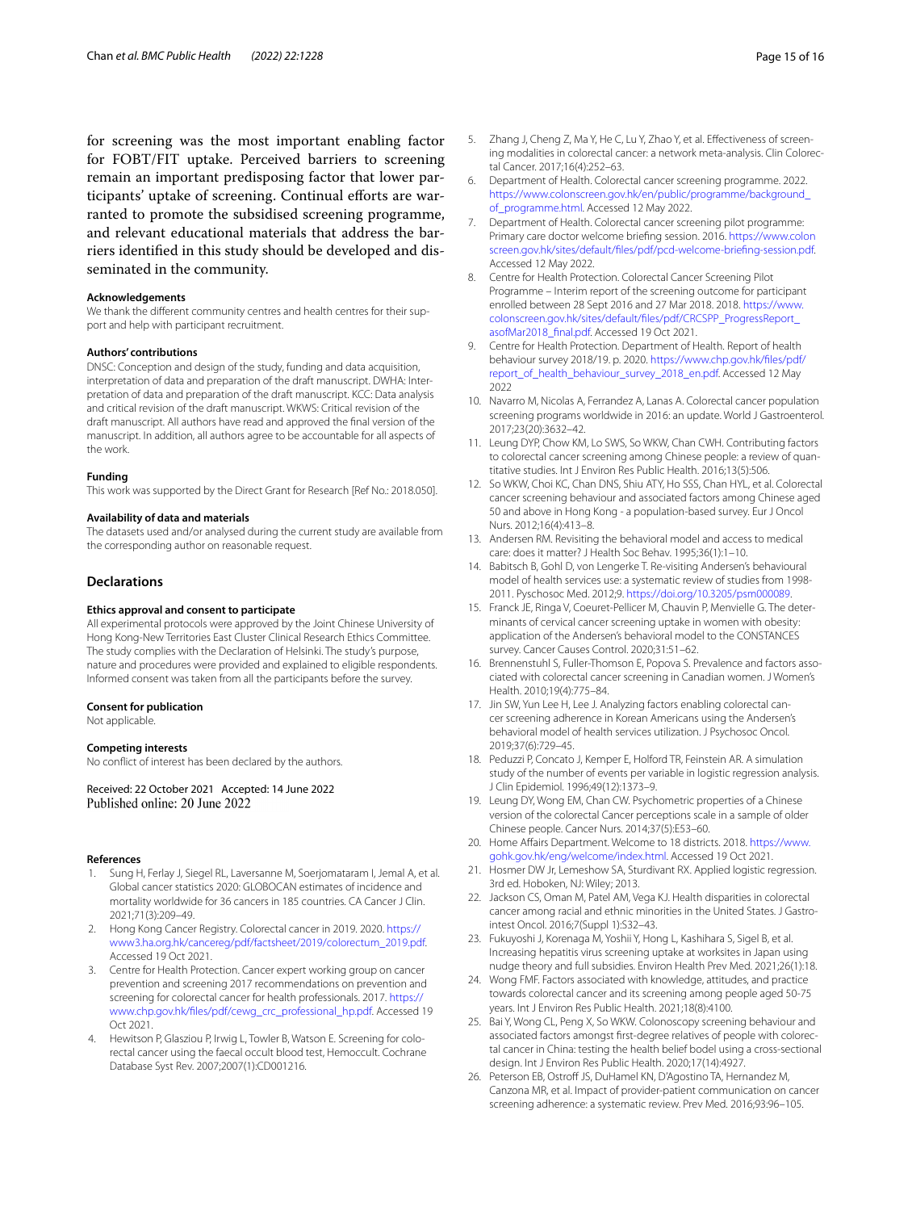for screening was the most important enabling factor for FOBT/FIT uptake. Perceived barriers to screening remain an important predisposing factor that lower participants' uptake of screening. Continual efforts are warranted to promote the subsidised screening programme, and relevant educational materials that address the barriers identified in this study should be developed and disseminated in the community.

#### Acknowledgements

We thank the different community centres and health centres for their support and help with participant recruitment.

#### Authors' contributions

DNSC: Conception and design of the study, funding and data acquisition, interpretation of data and preparation of the draft manuscript. DWHA: Interpretation of data and preparation of the draft manuscript. KCC: Data analysis and critical revision of the draft manuscript. WKWS: Critical revision of the draft manuscript. All authors have read and approved the final version of the manuscript. In addition, all authors agree to be accountable for all aspects of the work.

#### Funding

This work was supported by the Direct Grant for Research [Ref No.: 2018.050].

#### Availability of data and materials

The datasets used and/or analysed during the current study are available from the corresponding author on reasonable request.

## Declarations

#### Ethics approval and consent to participate

All experimental protocols were approved by the Joint Chinese University of Hong Kong-New Territories East Cluster Clinical Research Ethics Committee. The study complies with the Declaration of Helsinki. The study's purpose, nature and procedures were provided and explained to eligible respondents. Informed consent was taken from all the participants before the survey.

#### Consent for publication

Not applicable.

#### Competing interests

No conflict of interest has been declared by the authors.

Received: 22 October 2021 Accepted: 14 June 2022
Published online: 20 June 2022

#### References

1. Sung H, Ferlay J, Siegel RL, Laversanne M, Soerjomataram I, Jemal A, et al. Global cancer statistics 2020: GLOBOCAN estimates of incidence and mortality worldwide for 36 cancers in 185 countries. CA Cancer J Clin. 2021;71(3):209–49.
2. Hong Kong Cancer Registry. Colorectal cancer in 2019. 2020. https://www3.ha.org.hk/cancereg/pdf/factsheet/2019/colorectum_2019.pdf. Accessed 19 Oct 2021.
3. Centre for Health Protection. Cancer expert working group on cancer prevention and screening 2017 recommendations on prevention and screening for colorectal cancer for health professionals. 2017. https://www.chp.gov.hk/files/pdf/cewg_crc_professional_hp.pdf. Accessed 19 Oct 2021.
4. Hewitson P, Glasziou P, Irwig L, Towler B, Watson E. Screening for colorectal cancer using the faecal occult blood test, Hemoccult. Cochrane Database Syst Rev. 2007;2007(1):CD001216.
5. Zhang J, Cheng Z, Ma Y, He C, Lu Y, Zhao Y, et al. Effectiveness of screening modalities in colorectal cancer: a network meta-analysis. Clin Colorectal Cancer. 2017;16(4):252–63.
6. Department of Health. Colorectal cancer screening programme. 2022. https://www.colonscreen.gov.hk/en/public/programme/background_of_programme.html. Accessed 12 May 2022.
7. Department of Health. Colorectal cancer screening pilot programme: Primary care doctor welcome briefing session. 2016. https://www.colonscreen.gov.hk/sites/default/files/pdf/pcd-welcome-briefing-session.pdf. Accessed 12 May 2022.
8. Centre for Health Protection. Colorectal Cancer Screening Pilot Programme – Interim report of the screening outcome for participant enrolled between 28 Sept 2016 and 27 Mar 2018. 2018. https://www.colonscreen.gov.hk/sites/default/files/pdf/CRCSPP_ProgressReport_asofMar2018_final.pdf. Accessed 19 Oct 2021.
9. Centre for Health Protection. Department of Health. Report of health behaviour survey 2018/19. p. 2020. https://www.chp.gov.hk/files/pdf/report_of_health_behaviour_survey_2018_en.pdf. Accessed 12 May 2022
10. Navarro M, Nicolas A, Ferrandez A, Lanas A. Colorectal cancer population screening programs worldwide in 2016: an update. World J Gastroenterol. 2017;23(20):3632–42.
11. Leung DYP, Chow KM, Lo SWS, So WKW, Chan CWH. Contributing factors to colorectal cancer screening among Chinese people: a review of quantitative studies. Int J Environ Res Public Health. 2016;13(5):506.
12. So WKW, Choi KC, Chan DNS, Shiu ATY, Ho SSS, Chan HYL, et al. Colorectal cancer screening behaviour and associated factors among Chinese aged 50 and above in Hong Kong - a population-based survey. Eur J Oncol Nurs. 2012;16(4):413–8.
13. Andersen RM. Revisiting the behavioral model and access to medical care: does it matter? J Health Soc Behav. 1995;36(1):1–10.
14. Babitsch B, Gohl D, von Lengerke T. Re-visiting Andersen's behavioural model of health services use: a systematic review of studies from 1998-2011. Pyschosoc Med. 2012;9. https://doi.org/10.3205/psm000089.
15. Franck JE, Ringa V, Coeuret-Pellicer M, Chauvin P, Menvielle G. The determinants of cervical cancer screening uptake in women with obesity: application of the Andersen's behavioral model to the CONSTANCES survey. Cancer Causes Control. 2020;31:51–62.
16. Brennenstuhl S, Fuller-Thomson E, Popova S. Prevalence and factors associated with colorectal cancer screening in Canadian women. J Women's Health. 2010;19(4):775–84.
17. Jin SW, Yun Lee H, Lee J. Analyzing factors enabling colorectal cancer screening adherence in Korean Americans using the Andersen's behavioral model of health services utilization. J Psychosoc Oncol. 2019;37(6):729–45.
18. Peduzzi P, Concato J, Kemper E, Holford TR, Feinstein AR. A simulation study of the number of events per variable in logistic regression analysis. J Clin Epidemiol. 1996;49(12):1373–9.
19. Leung DY, Wong EM, Chan CW. Psychometric properties of a Chinese version of the colorectal Cancer perceptions scale in a sample of older Chinese people. Cancer Nurs. 2014;37(5):E53–60.
20. Home Affairs Department. Welcome to 18 districts. 2018. https://www.gohk.gov.hk/eng/welcome/index.html. Accessed 19 Oct 2021.
21. Hosmer DW Jr, Lemeshow SA, Sturdivant RX. Applied logistic regression. 3rd ed. Hoboken, NJ: Wiley; 2013.
22. Jackson CS, Oman M, Patel AM, Vega KJ. Health disparities in colorectal cancer among racial and ethnic minorities in the United States. J Gastrointest Oncol. 2016;7(Suppl 1):S32–43.
23. Fukuyoshi J, Korenaga M, Yoshii Y, Hong L, Kashihara S, Sigel B, et al. Increasing hepatitis virus screening uptake at worksites in Japan using nudge theory and full subsidies. Environ Health Prev Med. 2021;26(1):18.
24. Wong FMF. Factors associated with knowledge, attitudes, and practice towards colorectal cancer and its screening among people aged 50-75 years. Int J Environ Res Public Health. 2021;18(8):4100.
25. Bai Y, Wong CL, Peng X, So WKW. Colonoscopy screening behaviour and associated factors amongst first-degree relatives of people with colorectal cancer in China: testing the health belief bodel using a cross-sectional design. Int J Environ Res Public Health. 2020;17(14):4927.
26. Peterson EB, Ostroff JS, DuHamel KN, D'Agostino TA, Hernandez M, Canzona MR, et al. Impact of provider-patient communication on cancer screening adherence: a systematic review. Prev Med. 2016;93:96–105.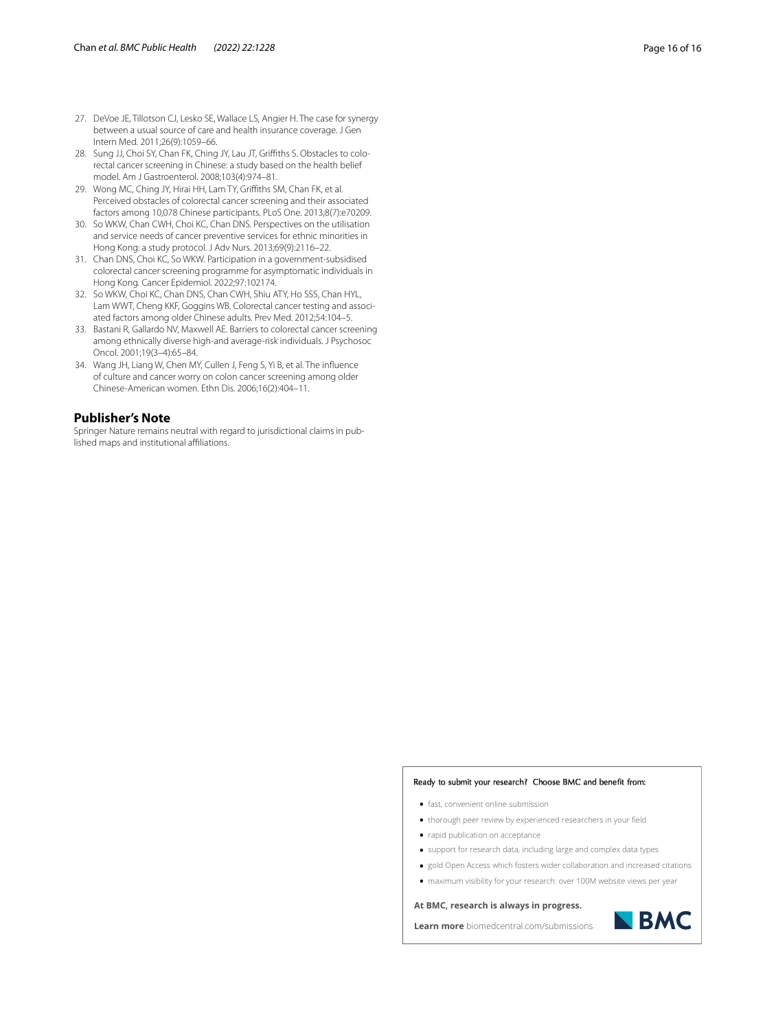27. DeVoe JE, Tillotson CJ, Lesko SE, Wallace LS, Angier H. The case for synergy between a usual source of care and health insurance coverage. J Gen Intern Med. 2011;26(9):1059–66.
28. Sung JJ, Choi SY, Chan FK, Ching JY, Lau JT, Griffiths S. Obstacles to colorectal cancer screening in Chinese: a study based on the health belief model. Am J Gastroenterol. 2008;103(4):974–81.
29. Wong MC, Ching JY, Hirai HH, Lam TY, Griffiths SM, Chan FK, et al. Perceived obstacles of colorectal cancer screening and their associated factors among 10,078 Chinese participants. PLoS One. 2013;8(7):e70209.
30. So WKW, Chan CWH, Choi KC, Chan DNS. Perspectives on the utilisation and service needs of cancer preventive services for ethnic minorities in Hong Kong: a study protocol. J Adv Nurs. 2013;69(9):2116–22.
31. Chan DNS, Choi KC, So WKW. Participation in a government-subsidised colorectal cancer screening programme for asymptomatic individuals in Hong Kong. Cancer Epidemiol. 2022;97:102174.
32. So WKW, Choi KC, Chan DNS, Chan CWH, Shiu ATY, Ho SSS, Chan HYL, Lam WWT, Cheng KKF, Goggins WB. Colorectal cancer testing and associated factors among older Chinese adults. Prev Med. 2012;54:104–5.
33. Bastani R, Gallardo NV, Maxwell AE. Barriers to colorectal cancer screening among ethnically diverse high-and average-risk individuals. J Psychosoc Oncol. 2001;19(3–4):65–84.
34. Wang JH, Liang W, Chen MY, Cullen J, Feng S, Yi B, et al. The influence of culture and cancer worry on colon cancer screening among older Chinese-American women. Ethn Dis. 2006;16(2):404–11.

## Publisher's Note

Springer Nature remains neutral with regard to jurisdictional claims in published maps and institutional affiliations.

Ready to submit your research? Choose BMC and benefit from:

- fast, convenient online submission
- thorough peer review by experienced researchers in your field
- rapid publication on acceptance
- support for research data, including large and complex data types
- gold Open Access which fosters wider collaboration and increased citations
- maximum visibility for your research: over 100M website views per year

**At BMC, research is always in progress.**

**Learn more** biomedcentral.com/submissions

BMC